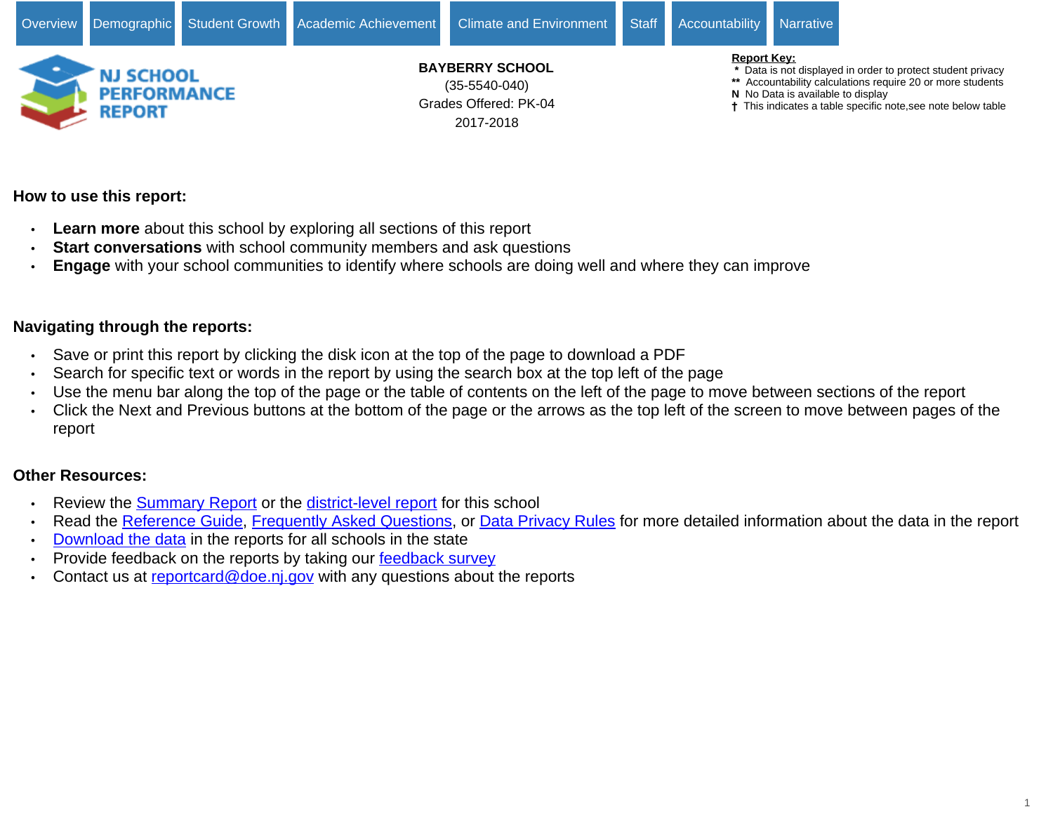Overview | Demographic | Student Growth | Academic Achievement | Climate and Environment | Staff | Accountability | Narrative

NJ SCHOOL PERFORMANCE REPORT

**BAYBERRY SCHOOL**
(35-5540-040)
Grades Offered: PK-04
2017-2018

**Report Key:**
- * Data is not displayed in order to protect student privacy
- ** Accountability calculations require 20 or more students
- **N** No Data is available to display
- † This indicates a table specific note,see note below table

## How to use this report:

- **Learn more** about this school by exploring all sections of this report
- **Start conversations** with school community members and ask questions
- **Engage** with your school communities to identify where schools are doing well and where they can improve

## Navigating through the reports:

- Save or print this report by clicking the disk icon at the top of the page to download a PDF
- Search for specific text or words in the report by using the search box at the top left of the page
- Use the menu bar along the top of the page or the table of contents on the left of the page to move between sections of the report
- Click the Next and Previous buttons at the bottom of the page or the arrows as the top left of the screen to move between pages of the report

## Other Resources:

- Review the Summary Report or the district-level report for this school
- Read the Reference Guide, Frequently Asked Questions, or Data Privacy Rules for more detailed information about the data in the report
- Download the data in the reports for all schools in the state
- Provide feedback on the reports by taking our feedback survey
- Contact us at reportcard@doe.nj.gov with any questions about the reports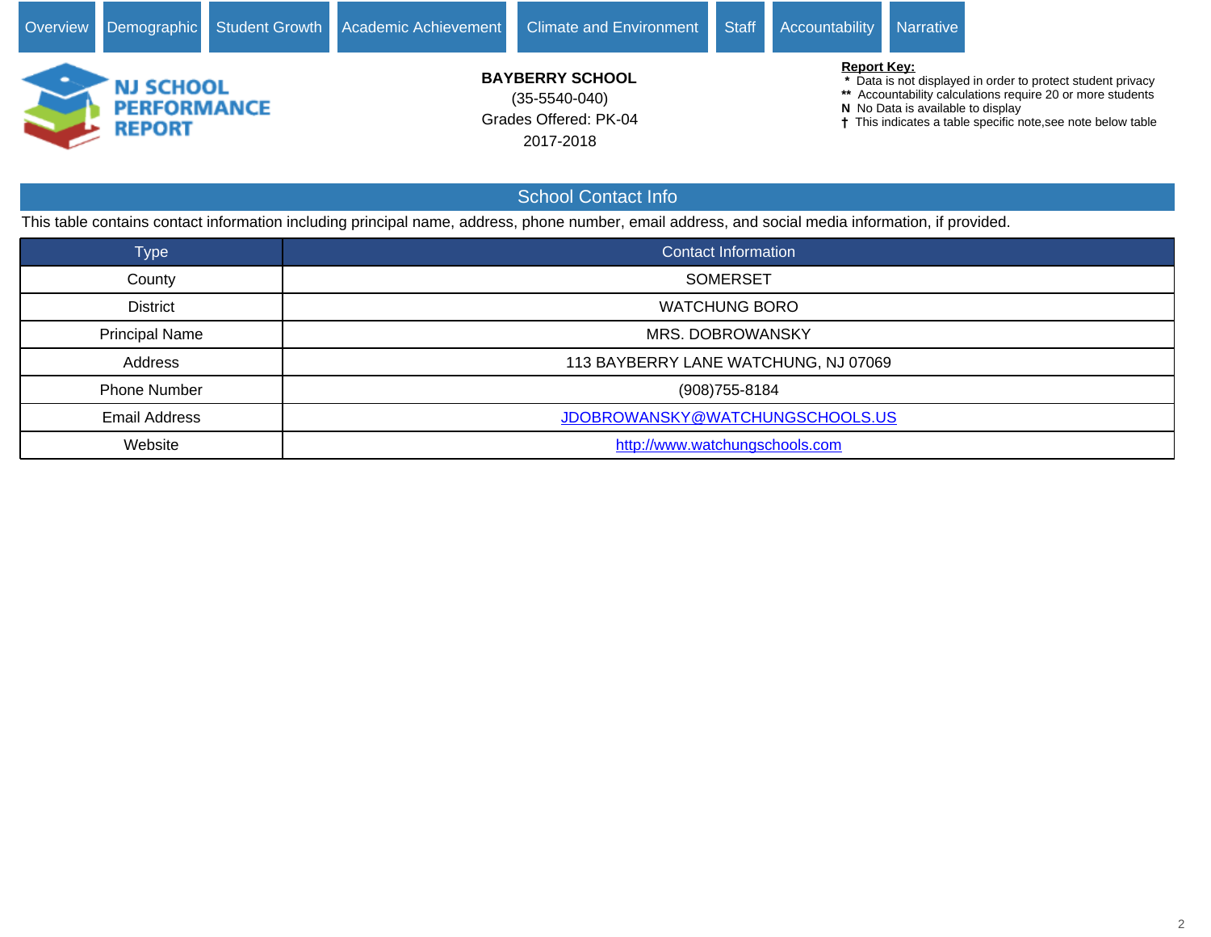Overview | Demographic | Student Growth | Academic Achievement | Climate and Environment | Staff | Accountability | Narrative

**NJ SCHOOL PERFORMANCE REPORT**

**BAYBERRY SCHOOL**
(35-5540-040)
Grades Offered: PK-04
2017-2018

**Report Key:**
- * Data is not displayed in order to protect student privacy
- ** Accountability calculations require 20 or more students
- **N** No Data is available to display
- † This indicates a table specific note,see note below table

## School Contact Info

This table contains contact information including principal name, address, phone number, email address, and social media information, if provided.

| Type | Contact Information |
|---|---|
| County | SOMERSET |
| District | WATCHUNG BORO |
| Principal Name | MRS. DOBROWANSKY |
| Address | 113 BAYBERRY LANE WATCHUNG, NJ 07069 |
| Phone Number | (908)755-8184 |
| Email Address | JDOBROWANSKY@WATCHUNGSCHOOLS.US |
| Website | http://www.watchungschools.com |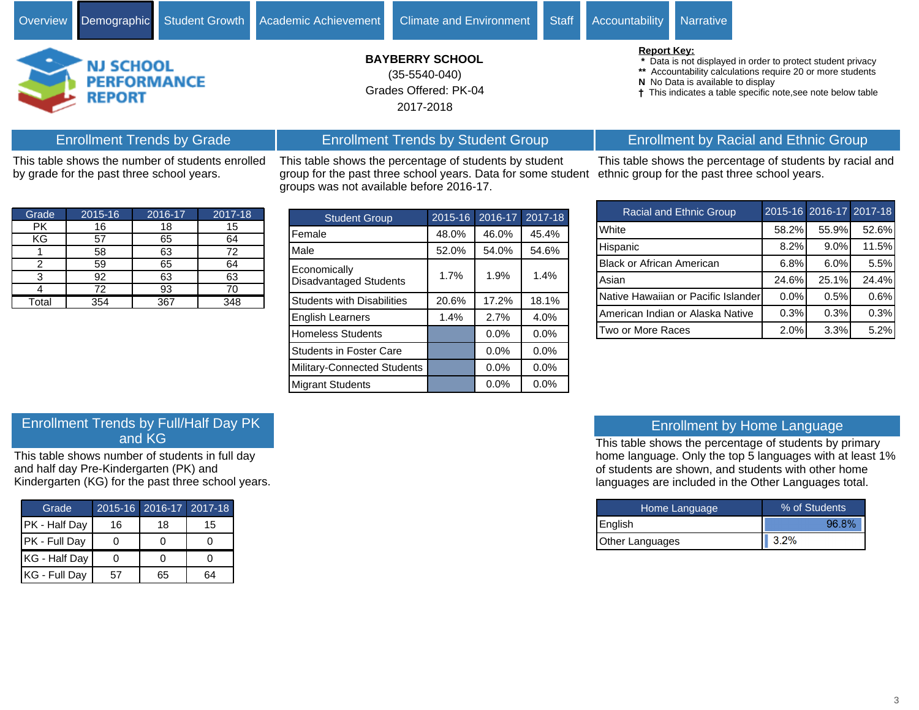Overview | Demographic | Student Growth | Academic Achievement | Climate and Environment | Staff | Accountability | Narrative

NJ SCHOOL PERFORMANCE REPORT

**BAYBERRY SCHOOL**
(35-5540-040)
Grades Offered: PK-04
2017-2018

**Report Key:**
\* Data is not displayed in order to protect student privacy
** Accountability calculations require 20 or more students
**N** No Data is available to display
† This indicates a table specific note,see note below table

## Enrollment Trends by Grade

This table shows the number of students enrolled by grade for the past three school years.

| Grade | 2015-16 | 2016-17 | 2017-18 |
|---|---|---|---|
| PK | 16 | 18 | 15 |
| KG | 57 | 65 | 64 |
| 1 | 58 | 63 | 72 |
| 2 | 59 | 65 | 64 |
| 3 | 92 | 63 | 63 |
| 4 | 72 | 93 | 70 |
| Total | 354 | 367 | 348 |

## Enrollment Trends by Student Group

This table shows the percentage of students by student group for the past three school years. Data for some student groups was not available before 2016-17.

| Student Group | 2015-16 | 2016-17 | 2017-18 |
|---|---|---|---|
| Female | 48.0% | 46.0% | 45.4% |
| Male | 52.0% | 54.0% | 54.6% |
| Economically Disadvantaged Students | 1.7% | 1.9% | 1.4% |
| Students with Disabilities | 20.6% | 17.2% | 18.1% |
| English Learners | 1.4% | 2.7% | 4.0% |
| Homeless Students | | 0.0% | 0.0% |
| Students in Foster Care | | 0.0% | 0.0% |
| Military-Connected Students | | 0.0% | 0.0% |
| Migrant Students | | 0.0% | 0.0% |

## Enrollment by Racial and Ethnic Group

This table shows the percentage of students by racial and ethnic group for the past three school years.

| Racial and Ethnic Group | 2015-16 | 2016-17 | 2017-18 |
|---|---|---|---|
| White | 58.2% | 55.9% | 52.6% |
| Hispanic | 8.2% | 9.0% | 11.5% |
| Black or African American | 6.8% | 6.0% | 5.5% |
| Asian | 24.6% | 25.1% | 24.4% |
| Native Hawaiian or Pacific Islander | 0.0% | 0.5% | 0.6% |
| American Indian or Alaska Native | 0.3% | 0.3% | 0.3% |
| Two or More Races | 2.0% | 3.3% | 5.2% |

## Enrollment Trends by Full/Half Day PK and KG

This table shows number of students in full day and half day Pre-Kindergarten (PK) and Kindergarten (KG) for the past three school years.

| Grade | 2015-16 | 2016-17 | 2017-18 |
|---|---|---|---|
| PK - Half Day | 16 | 18 | 15 |
| PK - Full Day | 0 | 0 | 0 |
| KG - Half Day | 0 | 0 | 0 |
| KG - Full Day | 57 | 65 | 64 |

## Enrollment by Home Language

This table shows the percentage of students by primary home language. Only the top 5 languages with at least 1% of students are shown, and students with other home languages are included in the Other Languages total.

| Home Language | % of Students |
|---|---|
| English | 96.8% |
| Other Languages | 3.2% |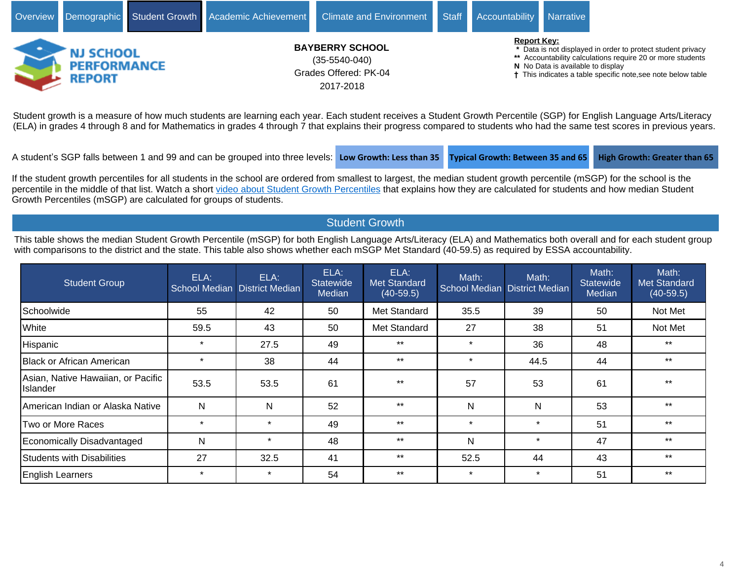Overview | Demographic | Student Growth | Academic Achievement | Climate and Environment | Staff | Accountability | Narrative

**NJ SCHOOL PERFORMANCE REPORT**

**BAYBERRY SCHOOL**
(35-5540-040)
Grades Offered: PK-04
2017-2018

**Report Key:**
- \* Data is not displayed in order to protect student privacy
- \*\* Accountability calculations require 20 or more students
- **N** No Data is available to display
- † This indicates a table specific note,see note below table

Student growth is a measure of how much students are learning each year. Each student receives a Student Growth Percentile (SGP) for English Language Arts/Literacy (ELA) in grades 4 through 8 and for Mathematics in grades 4 through 7 that explains their progress compared to students who had the same test scores in previous years.

A student's SGP falls between 1 and 99 and can be grouped into three levels: **Low Growth: Less than 35** **Typical Growth: Between 35 and 65** **High Growth: Greater than 65**

If the student growth percentiles for all students in the school are ordered from smallest to largest, the median student growth percentile (mSGP) for the school is the percentile in the middle of that list. Watch a short video about Student Growth Percentiles that explains how they are calculated for students and how median Student Growth Percentiles (mSGP) are calculated for groups of students.

## Student Growth

This table shows the median Student Growth Percentile (mSGP) for both English Language Arts/Literacy (ELA) and Mathematics both overall and for each student group with comparisons to the district and the state. This table also shows whether each mSGP Met Standard (40-59.5) as required by ESSA accountability.

| Student Group | ELA: School Median | ELA: District Median | ELA: Statewide Median | ELA: Met Standard (40-59.5) | Math: School Median | Math: District Median | Math: Statewide Median | Math: Met Standard (40-59.5) |
|---|---|---|---|---|---|---|---|---|
| Schoolwide | 55 | 42 | 50 | Met Standard | 35.5 | 39 | 50 | Not Met |
| White | 59.5 | 43 | 50 | Met Standard | 27 | 38 | 51 | Not Met |
| Hispanic | * | 27.5 | 49 | ** | * | 36 | 48 | ** |
| Black or African American | * | 38 | 44 | ** | * | 44.5 | 44 | ** |
| Asian, Native Hawaiian, or Pacific Islander | 53.5 | 53.5 | 61 | ** | 57 | 53 | 61 | ** |
| American Indian or Alaska Native | N | N | 52 | ** | N | N | 53 | ** |
| Two or More Races | * | * | 49 | ** | * | * | 51 | ** |
| Economically Disadvantaged | N | * | 48 | ** | N | * | 47 | ** |
| Students with Disabilities | 27 | 32.5 | 41 | ** | 52.5 | 44 | 43 | ** |
| English Learners | * | * | 54 | ** | * | * | 51 | ** |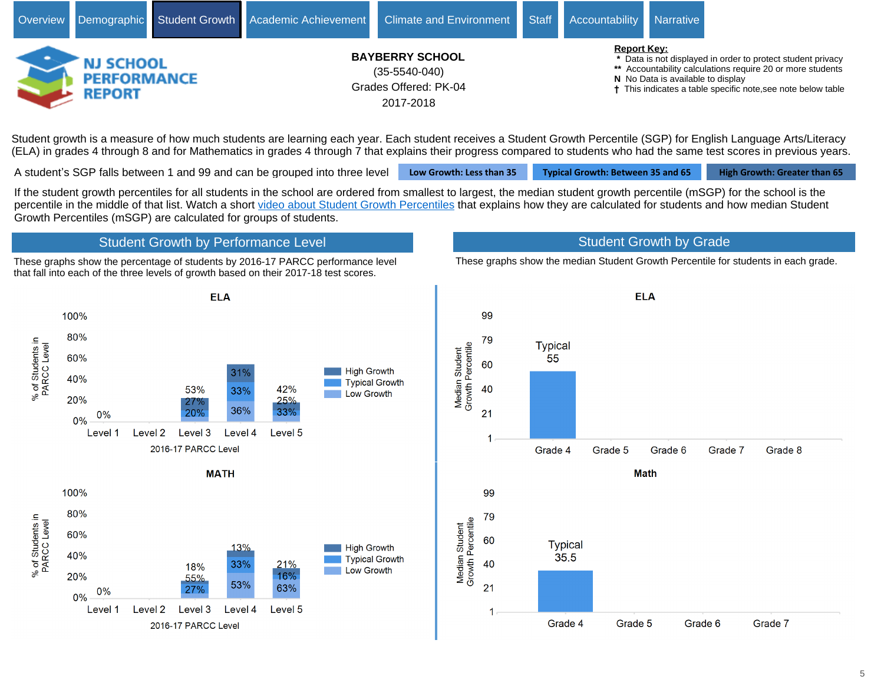Overview | Demographic | Student Growth | Academic Achievement | Climate and Environment | Staff | Accountability | Narrative

# NJ SCHOOL PERFORMANCE REPORT

**BAYBERRY SCHOOL**
(35-5540-040)
Grades Offered: PK-04
2017-2018

**Report Key:**
- \* Data is not displayed in order to protect student privacy
- \*\* Accountability calculations require 20 or more students
- N No Data is available to display
- † This indicates a table specific note,see note below table

Student growth is a measure of how much students are learning each year. Each student receives a Student Growth Percentile (SGP) for English Language Arts/Literacy (ELA) in grades 4 through 8 and for Mathematics in grades 4 through 7 that explains their progress compared to students who had the same test scores in previous years.

A student's SGP falls between 1 and 99 and can be grouped into three level: **Low Growth: Less than 35** | **Typical Growth: Between 35 and 65** | **High Growth: Greater than 65**

If the student growth percentiles for all students in the school are ordered from smallest to largest, the median student growth percentile (mSGP) for the school is the percentile in the middle of that list. Watch a short video about Student Growth Percentiles that explains how they are calculated for students and how median Student Growth Percentiles (mSGP) are calculated for groups of students.

## Student Growth by Performance Level

These graphs show the percentage of students by 2016-17 PARCC performance level that fall into each of the three levels of growth based on their 2017-18 test scores.

### ELA

| 2016-17 PARCC Level | Level 1 | Level 2 | Level 3 | Level 4 | Level 5 |
|---|---|---|---|---|---|
| High Growth | 0% | | 53% | 31% | 42% |
| Typical Growth | | | 27% | 33% | 25% |
| Low Growth | | | 20% | 36% | 33% |

### MATH

| 2016-17 PARCC Level | Level 1 | Level 2 | Level 3 | Level 4 | Level 5 |
|---|---|---|---|---|---|
| High Growth | 0% | | 18% | 13% | 21% |
| Typical Growth | | | 55% | 33% | 16% |
| Low Growth | | | 27% | 53% | 63% |

## Student Growth by Grade

These graphs show the median Student Growth Percentile for students in each grade.

### ELA

| | Grade 4 | Grade 5 | Grade 6 | Grade 7 | Grade 8 |
|---|---|---|---|---|---|
| Median Student Growth Percentile | Typical 55 | | | | |

### Math

| | Grade 4 | Grade 5 | Grade 6 | Grade 7 |
|---|---|---|---|---|
| Median Student Growth Percentile | Typical 35.5 | | | |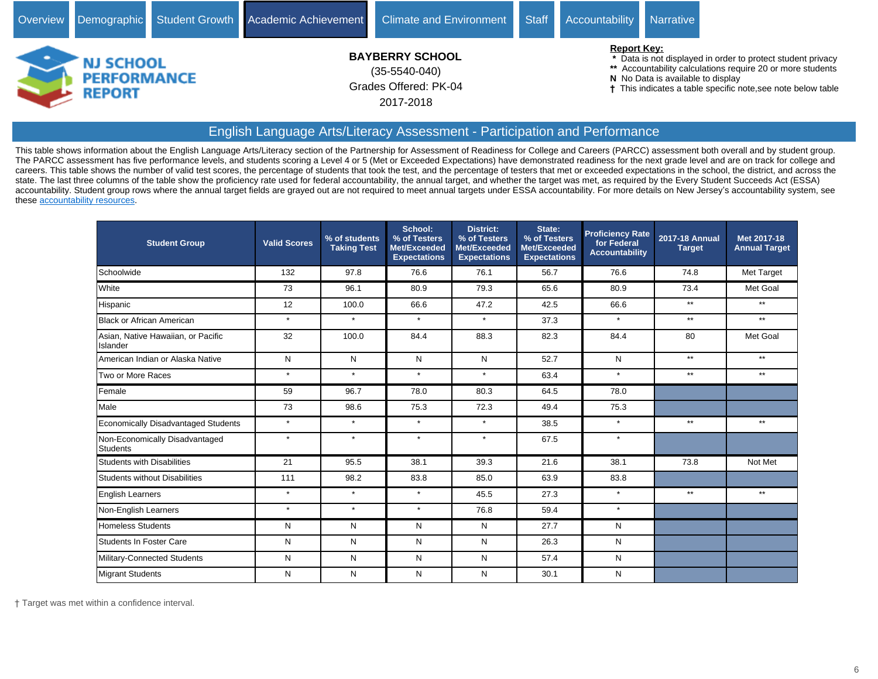Overview | Demographic | Student Growth | Academic Achievement | Climate and Environment | Staff | Accountability | Narrative

NJ SCHOOL PERFORMANCE REPORT

**BAYBERRY SCHOOL**
(35-5540-040)
Grades Offered: PK-04
2017-2018

**Report Key:**
- * Data is not displayed in order to protect student privacy
- ** Accountability calculations require 20 or more students
- **N** No Data is available to display
- † This indicates a table specific note,see note below table

## English Language Arts/Literacy Assessment - Participation and Performance

This table shows information about the English Language Arts/Literacy section of the Partnership for Assessment of Readiness for College and Careers (PARCC) assessment both overall and by student group. The PARCC assessment has five performance levels, and students scoring a Level 4 or 5 (Met or Exceeded Expectations) have demonstrated readiness for the next grade level and are on track for college and careers. This table shows the number of valid test scores, the percentage of students that took the test, and the percentage of testers that met or exceeded expectations in the school, the district, and across the state. The last three columns of the table show the proficiency rate used for federal accountability, the annual target, and whether the target was met, as required by the Every Student Succeeds Act (ESSA) accountability. Student group rows where the annual target fields are grayed out are not required to meet annual targets under ESSA accountability. For more details on New Jersey's accountability system, see these accountability resources.

| Student Group | Valid Scores | % of students Taking Test | School: % of Testers Met/Exceeded Expectations | District: % of Testers Met/Exceeded Expectations | State: % of Testers Met/Exceeded Expectations | Proficiency Rate for Federal Accountability | 2017-18 Annual Target | Met 2017-18 Annual Target |
|---|---|---|---|---|---|---|---|---|
| Schoolwide | 132 | 97.8 | 76.6 | 76.1 | 56.7 | 76.6 | 74.8 | Met Target |
| White | 73 | 96.1 | 80.9 | 79.3 | 65.6 | 80.9 | 73.4 | Met Goal |
| Hispanic | 12 | 100.0 | 66.6 | 47.2 | 42.5 | 66.6 | ** | ** |
| Black or African American | * | * | * | * | 37.3 | * | ** | ** |
| Asian, Native Hawaiian, or Pacific Islander | 32 | 100.0 | 84.4 | 88.3 | 82.3 | 84.4 | 80 | Met Goal |
| American Indian or Alaska Native | N | N | N | N | 52.7 | N | ** | ** |
| Two or More Races | * | * | * | * | 63.4 | * | ** | ** |
| Female | 59 | 96.7 | 78.0 | 80.3 | 64.5 | 78.0 | | |
| Male | 73 | 98.6 | 75.3 | 72.3 | 49.4 | 75.3 | | |
| Economically Disadvantaged Students | * | * | * | * | 38.5 | * | ** | ** |
| Non-Economically Disadvantaged Students | * | * | * | * | 67.5 | * | | |
| Students with Disabilities | 21 | 95.5 | 38.1 | 39.3 | 21.6 | 38.1 | 73.8 | Not Met |
| Students without Disabilities | 111 | 98.2 | 83.8 | 85.0 | 63.9 | 83.8 | | |
| English Learners | * | * | * | 45.5 | 27.3 | * | ** | ** |
| Non-English Learners | * | * | * | 76.8 | 59.4 | * | | |
| Homeless Students | N | N | N | N | 27.7 | N | | |
| Students In Foster Care | N | N | N | N | 26.3 | N | | |
| Military-Connected Students | N | N | N | N | 57.4 | N | | |
| Migrant Students | N | N | N | N | 30.1 | N | | |

† Target was met within a confidence interval.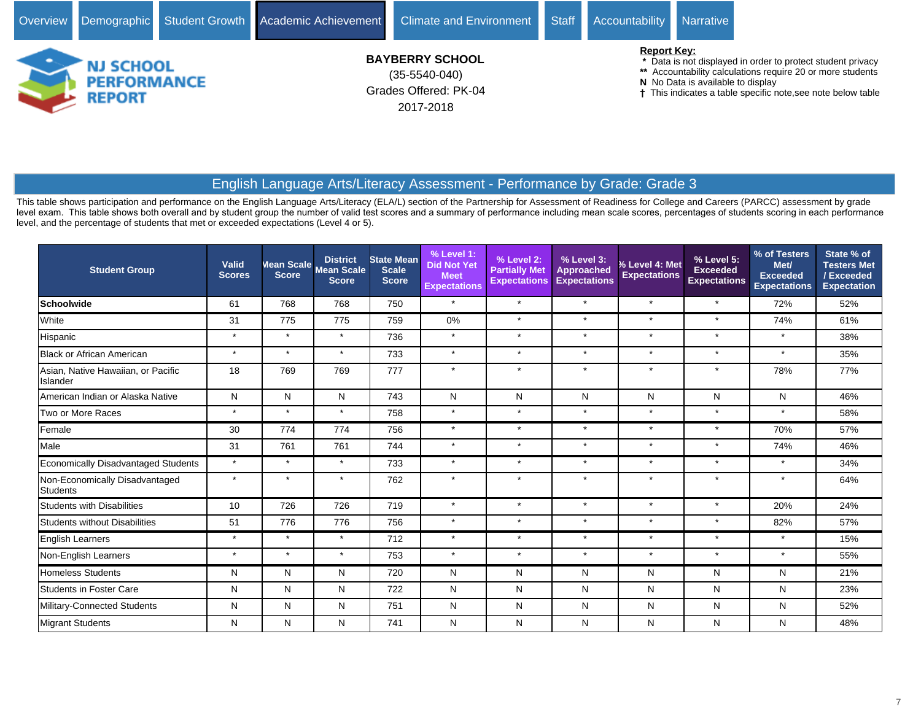Overview | Demographic | Student Growth | Academic Achievement | Climate and Environment | Staff | Accountability | Narrative

NJ SCHOOL PERFORMANCE REPORT

**BAYBERRY SCHOOL**
(35-5540-040)
Grades Offered: PK-04
2017-2018

**Report Key:**
- * Data is not displayed in order to protect student privacy
- ** Accountability calculations require 20 or more students
- **N** No Data is available to display
- † This indicates a table specific note,see note below table

## English Language Arts/Literacy Assessment - Performance by Grade: Grade 3

This table shows participation and performance on the English Language Arts/Literacy (ELA/L) section of the Partnership for Assessment of Readiness for College and Careers (PARCC) assessment by grade level exam. This table shows both overall and by student group the number of valid test scores and a summary of performance including mean scale scores, percentages of students scoring in each performance level, and the percentage of students that met or exceeded expectations (Level 4 or 5).

| Student Group | Valid Scores | Mean Scale Score | District Mean Scale Score | State Mean Scale Score | % Level 1: Did Not Yet Meet Expectations | % Level 2: Partially Met Expectations | % Level 3: Approached Expectations | % Level 4: Met Expectations | % Level 5: Exceeded Expectations | % of Testers Met/ Exceeded Expectations | State % of Testers Met / Exceeded Expectation |
|---|---|---|---|---|---|---|---|---|---|---|---|
| **Schoolwide** | 61 | 768 | 768 | 750 | * | * | * | * | * | 72% | 52% |
| White | 31 | 775 | 775 | 759 | 0% | * | * | * | * | 74% | 61% |
| Hispanic | * | * | * | 736 | * | * | * | * | * | * | 38% |
| Black or African American | * | * | * | 733 | * | * | * | * | * | * | 35% |
| Asian, Native Hawaiian, or Pacific Islander | 18 | 769 | 769 | 777 | * | * | * | * | * | 78% | 77% |
| American Indian or Alaska Native | N | N | N | 743 | N | N | N | N | N | N | 46% |
| Two or More Races | * | * | * | 758 | * | * | * | * | * | * | 58% |
| Female | 30 | 774 | 774 | 756 | * | * | * | * | * | 70% | 57% |
| Male | 31 | 761 | 761 | 744 | * | * | * | * | * | 74% | 46% |
| Economically Disadvantaged Students | * | * | * | 733 | * | * | * | * | * | * | 34% |
| Non-Economically Disadvantaged Students | * | * | * | 762 | * | * | * | * | * | * | 64% |
| Students with Disabilities | 10 | 726 | 726 | 719 | * | * | * | * | * | 20% | 24% |
| Students without Disabilities | 51 | 776 | 776 | 756 | * | * | * | * | * | 82% | 57% |
| English Learners | * | * | * | 712 | * | * | * | * | * | * | 15% |
| Non-English Learners | * | * | * | 753 | * | * | * | * | * | * | 55% |
| Homeless Students | N | N | N | 720 | N | N | N | N | N | N | 21% |
| Students in Foster Care | N | N | N | 722 | N | N | N | N | N | N | 23% |
| Military-Connected Students | N | N | N | 751 | N | N | N | N | N | N | 52% |
| Migrant Students | N | N | N | 741 | N | N | N | N | N | N | 48% |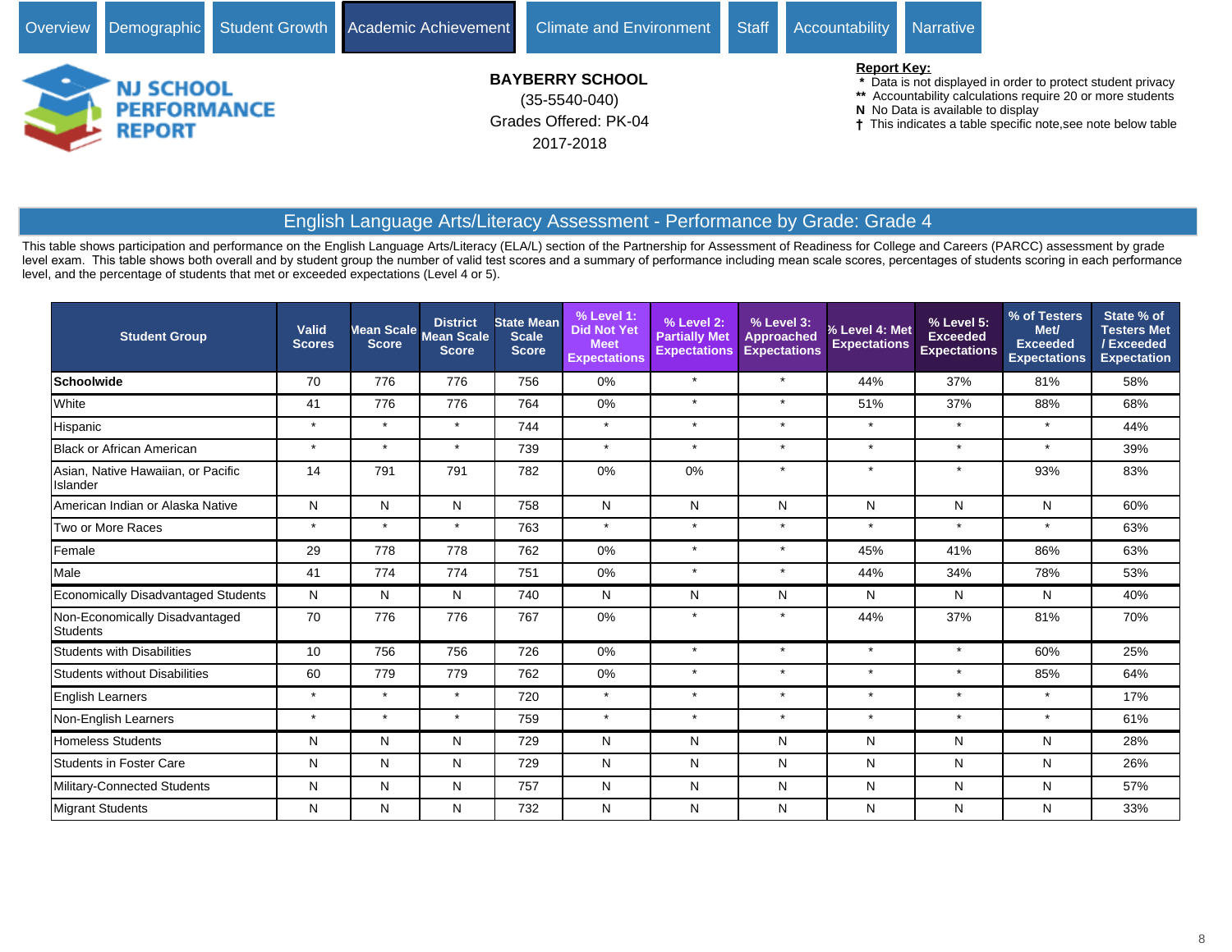Overview | Demographic | Student Growth | Academic Achievement | Climate and Environment | Staff | Accountability | Narrative

**BAYBERRY SCHOOL**
(35-5540-040)
Grades Offered: PK-04
2017-2018

**Report Key:**
- \* Data is not displayed in order to protect student privacy
- \*\* Accountability calculations require 20 or more students
- **N** No Data is available to display
- † This indicates a table specific note,see note below table

## English Language Arts/Literacy Assessment - Performance by Grade: Grade 4

This table shows participation and performance on the English Language Arts/Literacy (ELA/L) section of the Partnership for Assessment of Readiness for College and Careers (PARCC) assessment by grade level exam. This table shows both overall and by student group the number of valid test scores and a summary of performance including mean scale scores, percentages of students scoring in each performance level, and the percentage of students that met or exceeded expectations (Level 4 or 5).

| Student Group | Valid Scores | Mean Scale Score | District Mean Scale Score | State Mean Scale Score | % Level 1: Did Not Yet Meet Expectations | % Level 2: Partially Met Expectations | % Level 3: Approached Expectations | % Level 4: Met Expectations | % Level 5: Exceeded Expectations | % of Testers Met/ Exceeded Expectations | State % of Testers Met / Exceeded Expectation |
|---|---|---|---|---|---|---|---|---|---|---|---|
| **Schoolwide** | 70 | 776 | 776 | 756 | 0% | * | * | 44% | 37% | 81% | 58% |
| White | 41 | 776 | 776 | 764 | 0% | * | * | 51% | 37% | 88% | 68% |
| Hispanic | * | * | * | 744 | * | * | * | * | * | * | 44% |
| Black or African American | * | * | * | 739 | * | * | * | * | * | * | 39% |
| Asian, Native Hawaiian, or Pacific Islander | 14 | 791 | 791 | 782 | 0% | 0% | * | * | * | 93% | 83% |
| American Indian or Alaska Native | N | N | N | 758 | N | N | N | N | N | N | 60% |
| Two or More Races | * | * | * | 763 | * | * | * | * | * | * | 63% |
| Female | 29 | 778 | 778 | 762 | 0% | * | * | 45% | 41% | 86% | 63% |
| Male | 41 | 774 | 774 | 751 | 0% | * | * | 44% | 34% | 78% | 53% |
| Economically Disadvantaged Students | N | N | N | 740 | N | N | N | N | N | N | 40% |
| Non-Economically Disadvantaged Students | 70 | 776 | 776 | 767 | 0% | * | * | 44% | 37% | 81% | 70% |
| Students with Disabilities | 10 | 756 | 756 | 726 | 0% | * | * | * | * | 60% | 25% |
| Students without Disabilities | 60 | 779 | 779 | 762 | 0% | * | * | * | * | 85% | 64% |
| English Learners | * | * | * | 720 | * | * | * | * | * | * | 17% |
| Non-English Learners | * | * | * | 759 | * | * | * | * | * | * | 61% |
| Homeless Students | N | N | N | 729 | N | N | N | N | N | N | 28% |
| Students in Foster Care | N | N | N | 729 | N | N | N | N | N | N | 26% |
| Military-Connected Students | N | N | N | 757 | N | N | N | N | N | N | 57% |
| Migrant Students | N | N | N | 732 | N | N | N | N | N | N | 33% |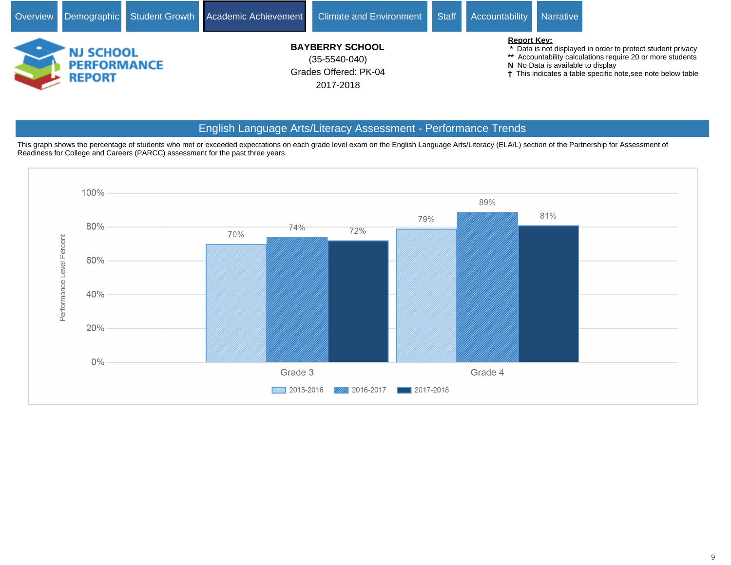Overview | Demographic | Student Growth | **Academic Achievement** | Climate and Environment | Staff | Accountability | Narrative

**NJ SCHOOL PERFORMANCE REPORT**

**BAYBERRY SCHOOL**
(35-5540-040)
Grades Offered: PK-04
2017-2018

**Report Key:**
- * Data is not displayed in order to protect student privacy
- ** Accountability calculations require 20 or more students
- N No Data is available to display
- † This indicates a table specific note,see note below table

## English Language Arts/Literacy Assessment - Performance Trends

This graph shows the percentage of students who met or exceeded expectations on each grade level exam on the English Language Arts/Literacy (ELA/L) section of the Partnership for Assessment of Readiness for College and Careers (PARCC) assessment for the past three years.

| Performance Level Percent | 2015-2016 | 2016-2017 | 2017-2018 |
|---|---|---|---|
| Grade 3 | 70% | 74% | 72% |
| Grade 4 | 79% | 89% | 81% |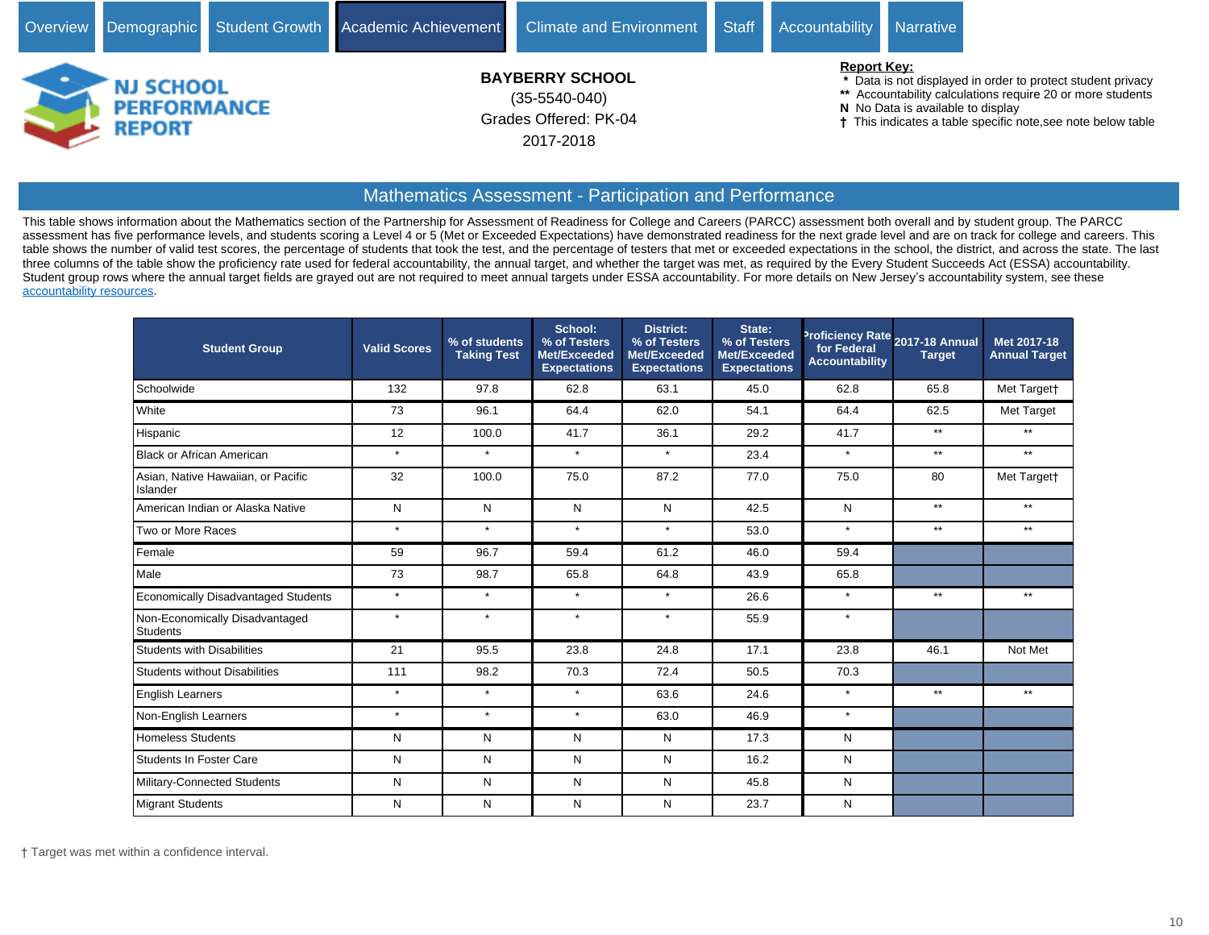Overview | Demographic | Student Growth | Academic Achievement | Climate and Environment | Staff | Accountability | Narrative

NJ SCHOOL PERFORMANCE REPORT

**BAYBERRY SCHOOL**
(35-5540-040)
Grades Offered: PK-04
2017-2018

**Report Key:**
- \* Data is not displayed in order to protect student privacy
- \*\* Accountability calculations require 20 or more students
- **N** No Data is available to display
- † This indicates a table specific note,see note below table

## Mathematics Assessment - Participation and Performance

This table shows information about the Mathematics section of the Partnership for Assessment of Readiness for College and Careers (PARCC) assessment both overall and by student group. The PARCC assessment has five performance levels, and students scoring a Level 4 or 5 (Met or Exceeded Expectations) have demonstrated readiness for the next grade level and are on track for college and careers. This table shows the number of valid test scores, the percentage of students that took the test, and the percentage of testers that met or exceeded expectations in the school, the district, and across the state. The last three columns of the table show the proficiency rate used for federal accountability, the annual target, and whether the target was met, as required by the Every Student Succeeds Act (ESSA) accountability. Student group rows where the annual target fields are grayed out are not required to meet annual targets under ESSA accountability. For more details on New Jersey's accountability system, see these accountability resources.

| Student Group | Valid Scores | % of students Taking Test | School: % of Testers Met/Exceeded Expectations | District: % of Testers Met/Exceeded Expectations | State: % of Testers Met/Exceeded Expectations | Proficiency Rate for Federal Accountability | 2017-18 Annual Target | Met 2017-18 Annual Target |
|---|---|---|---|---|---|---|---|---|
| Schoolwide | 132 | 97.8 | 62.8 | 63.1 | 45.0 | 62.8 | 65.8 | Met Target† |
| White | 73 | 96.1 | 64.4 | 62.0 | 54.1 | 64.4 | 62.5 | Met Target |
| Hispanic | 12 | 100.0 | 41.7 | 36.1 | 29.2 | 41.7 | ** | ** |
| Black or African American | * | * | * | * | 23.4 | * | ** | ** |
| Asian, Native Hawaiian, or Pacific Islander | 32 | 100.0 | 75.0 | 87.2 | 77.0 | 75.0 | 80 | Met Target† |
| American Indian or Alaska Native | N | N | N | N | 42.5 | N | ** | ** |
| Two or More Races | * | * | * | * | 53.0 | * | ** | ** |
| Female | 59 | 96.7 | 59.4 | 61.2 | 46.0 | 59.4 | | |
| Male | 73 | 98.7 | 65.8 | 64.8 | 43.9 | 65.8 | | |
| Economically Disadvantaged Students | * | * | * | * | 26.6 | * | ** | ** |
| Non-Economically Disadvantaged Students | * | * | * | * | 55.9 | * | | |
| Students with Disabilities | 21 | 95.5 | 23.8 | 24.8 | 17.1 | 23.8 | 46.1 | Not Met |
| Students without Disabilities | 111 | 98.2 | 70.3 | 72.4 | 50.5 | 70.3 | | |
| English Learners | * | * | * | 63.6 | 24.6 | * | ** | ** |
| Non-English Learners | * | * | * | 63.0 | 46.9 | * | | |
| Homeless Students | N | N | N | N | 17.3 | N | | |
| Students In Foster Care | N | N | N | N | 16.2 | N | | |
| Military-Connected Students | N | N | N | N | 45.8 | N | | |
| Migrant Students | N | N | N | N | 23.7 | N | | |

† Target was met within a confidence interval.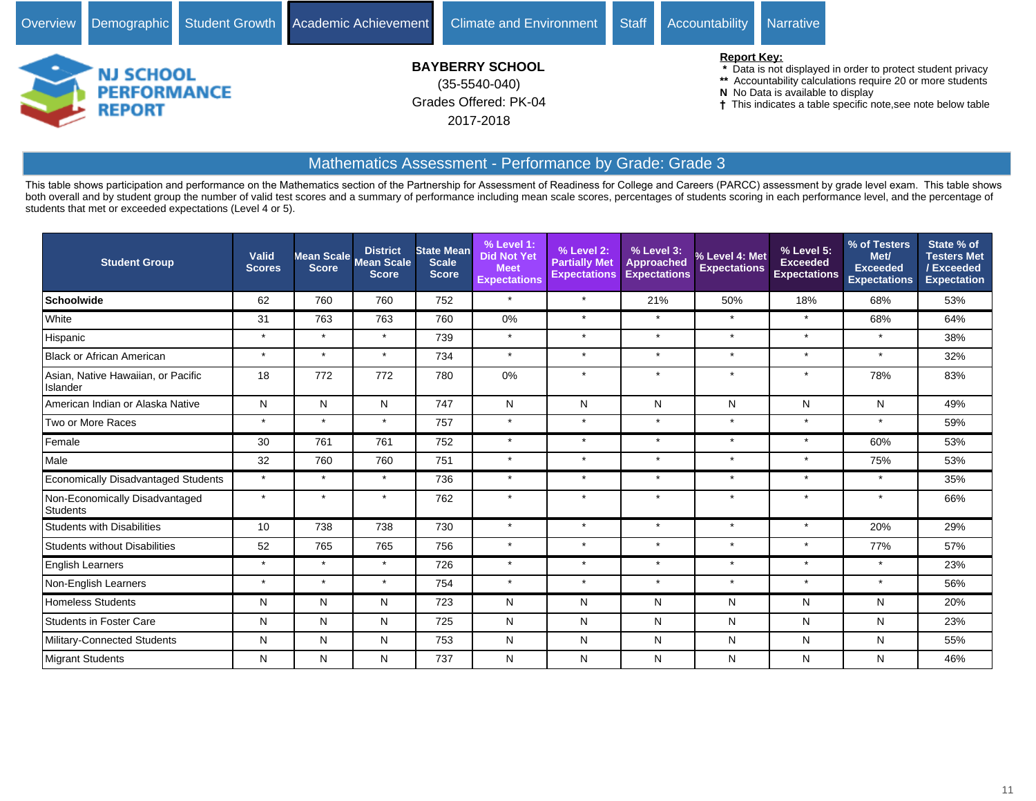Overview | Demographic | Student Growth | Academic Achievement | Climate and Environment | Staff | Accountability | Narrative

NJ SCHOOL PERFORMANCE REPORT

**BAYBERRY SCHOOL**
(35-5540-040)
Grades Offered: PK-04
2017-2018

**Report Key:**
- * Data is not displayed in order to protect student privacy
- ** Accountability calculations require 20 or more students
- **N** No Data is available to display
- † This indicates a table specific note,see note below table

## Mathematics Assessment - Performance by Grade: Grade 3

This table shows participation and performance on the Mathematics section of the Partnership for Assessment of Readiness for College and Careers (PARCC) assessment by grade level exam. This table shows both overall and by student group the number of valid test scores and a summary of performance including mean scale scores, percentages of students scoring in each performance level, and the percentage of students that met or exceeded expectations (Level 4 or 5).

| Student Group | Valid Scores | Mean Scale Score | District Mean Scale Score | State Mean Scale Score | % Level 1: Did Not Yet Meet Expectations | % Level 2: Partially Met Expectations | % Level 3: Approached Expectations | % Level 4: Met Expectations | % Level 5: Exceeded Expectations | % of Testers Met/ Exceeded Expectations | State % of Testers Met / Exceeded Expectation |
|---|---|---|---|---|---|---|---|---|---|---|---|
| **Schoolwide** | 62 | 760 | 760 | 752 | * | * | 21% | 50% | 18% | 68% | 53% |
| White | 31 | 763 | 763 | 760 | 0% | * | * | * | * | 68% | 64% |
| Hispanic | * | * | * | 739 | * | * | * | * | * | * | 38% |
| Black or African American | * | * | * | 734 | * | * | * | * | * | * | 32% |
| Asian, Native Hawaiian, or Pacific Islander | 18 | 772 | 772 | 780 | 0% | * | * | * | * | 78% | 83% |
| American Indian or Alaska Native | N | N | N | 747 | N | N | N | N | N | N | 49% |
| Two or More Races | * | * | * | 757 | * | * | * | * | * | * | 59% |
| Female | 30 | 761 | 761 | 752 | * | * | * | * | * | 60% | 53% |
| Male | 32 | 760 | 760 | 751 | * | * | * | * | * | 75% | 53% |
| Economically Disadvantaged Students | * | * | * | 736 | * | * | * | * | * | * | 35% |
| Non-Economically Disadvantaged Students | * | * | * | 762 | * | * | * | * | * | * | 66% |
| Students with Disabilities | 10 | 738 | 738 | 730 | * | * | * | * | * | 20% | 29% |
| Students without Disabilities | 52 | 765 | 765 | 756 | * | * | * | * | * | 77% | 57% |
| English Learners | * | * | * | 726 | * | * | * | * | * | * | 23% |
| Non-English Learners | * | * | * | 754 | * | * | * | * | * | * | 56% |
| Homeless Students | N | N | N | 723 | N | N | N | N | N | N | 20% |
| Students in Foster Care | N | N | N | 725 | N | N | N | N | N | N | 23% |
| Military-Connected Students | N | N | N | 753 | N | N | N | N | N | N | 55% |
| Migrant Students | N | N | N | 737 | N | N | N | N | N | N | 46% |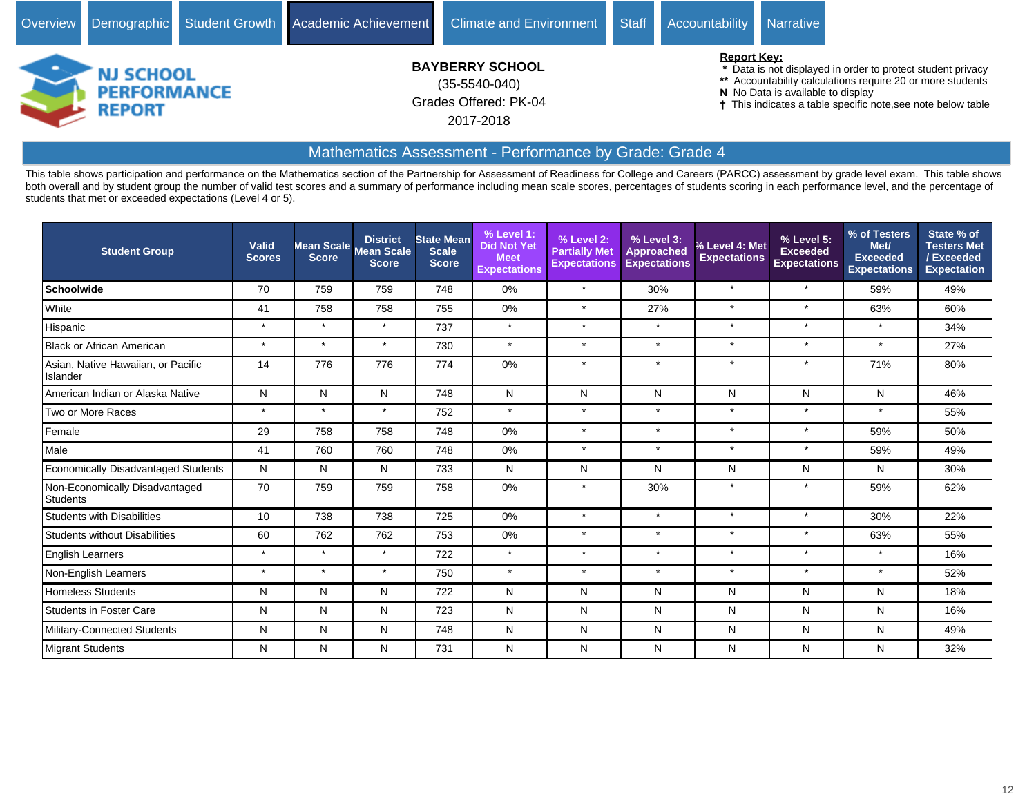Overview | Demographic | Student Growth | Academic Achievement | Climate and Environment | Staff | Accountability | Narrative

**BAYBERRY SCHOOL**

(35-5540-040)

Grades Offered: PK-04

2017-2018

**Report Key:**
- \* Data is not displayed in order to protect student privacy
- \*\* Accountability calculations require 20 or more students
- **N** No Data is available to display
- † This indicates a table specific note,see note below table

## Mathematics Assessment - Performance by Grade: Grade 4

This table shows participation and performance on the Mathematics section of the Partnership for Assessment of Readiness for College and Careers (PARCC) assessment by grade level exam. This table shows both overall and by student group the number of valid test scores and a summary of performance including mean scale scores, percentages of students scoring in each performance level, and the percentage of students that met or exceeded expectations (Level 4 or 5).

| Student Group | Valid Scores | Mean Scale Score | District Mean Scale Score | State Mean Scale Score | % Level 1: Did Not Yet Meet Expectations | % Level 2: Partially Met Expectations | % Level 3: Approached Expectations | % Level 4: Met Expectations | % Level 5: Exceeded Expectations | % of Testers Met/ Exceeded Expectations | State % of Testers Met / Exceeded Expectation |
|---|---|---|---|---|---|---|---|---|---|---|---|
| **Schoolwide** | 70 | 759 | 759 | 748 | 0% | * | 30% | * | * | 59% | 49% |
| White | 41 | 758 | 758 | 755 | 0% | * | 27% | * | * | 63% | 60% |
| Hispanic | * | * | * | 737 | * | * | * | * | * | * | 34% |
| Black or African American | * | * | * | 730 | * | * | * | * | * | * | 27% |
| Asian, Native Hawaiian, or Pacific Islander | 14 | 776 | 776 | 774 | 0% | * | * | * | * | 71% | 80% |
| American Indian or Alaska Native | N | N | N | 748 | N | N | N | N | N | N | 46% |
| Two or More Races | * | * | * | 752 | * | * | * | * | * | * | 55% |
| Female | 29 | 758 | 758 | 748 | 0% | * | * | * | * | 59% | 50% |
| Male | 41 | 760 | 760 | 748 | 0% | * | * | * | * | 59% | 49% |
| Economically Disadvantaged Students | N | N | N | 733 | N | N | N | N | N | N | 30% |
| Non-Economically Disadvantaged Students | 70 | 759 | 759 | 758 | 0% | * | 30% | * | * | 59% | 62% |
| Students with Disabilities | 10 | 738 | 738 | 725 | 0% | * | * | * | * | 30% | 22% |
| Students without Disabilities | 60 | 762 | 762 | 753 | 0% | * | * | * | * | 63% | 55% |
| English Learners | * | * | * | 722 | * | * | * | * | * | * | 16% |
| Non-English Learners | * | * | * | 750 | * | * | * | * | * | * | 52% |
| Homeless Students | N | N | N | 722 | N | N | N | N | N | N | 18% |
| Students in Foster Care | N | N | N | 723 | N | N | N | N | N | N | 16% |
| Military-Connected Students | N | N | N | 748 | N | N | N | N | N | N | 49% |
| Migrant Students | N | N | N | 731 | N | N | N | N | N | N | 32% |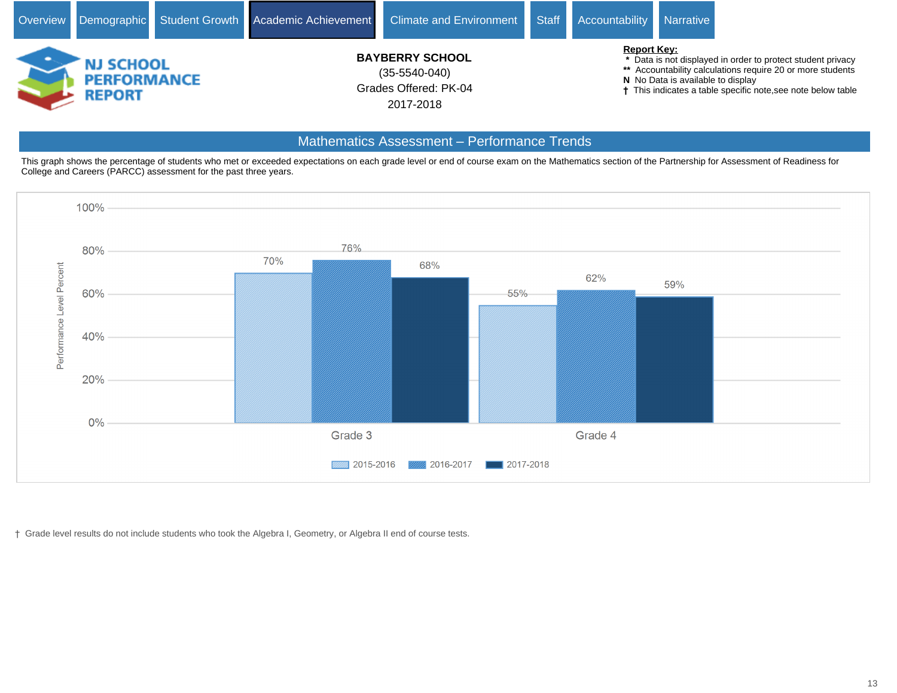Overview | Demographic | Student Growth | **Academic Achievement** | Climate and Environment | Staff | Accountability | Narrative

NJ SCHOOL PERFORMANCE REPORT

**BAYBERRY SCHOOL**
(35-5540-040)
Grades Offered: PK-04
2017-2018

**Report Key:**
* Data is not displayed in order to protect student privacy
** Accountability calculations require 20 or more students
**N** No Data is available to display
† This indicates a table specific note,see note below table

## Mathematics Assessment – Performance Trends

This graph shows the percentage of students who met or exceeded expectations on each grade level or end of course exam on the Mathematics section of the Partnership for Assessment of Readiness for College and Careers (PARCC) assessment for the past three years.

| Grade | 2015-2016 | 2016-2017 | 2017-2018 |
|---|---|---|---|
| Grade 3 | 70% | 76% | 68% |
| Grade 4 | 55% | 62% | 59% |

† Grade level results do not include students who took the Algebra I, Geometry, or Algebra II end of course tests.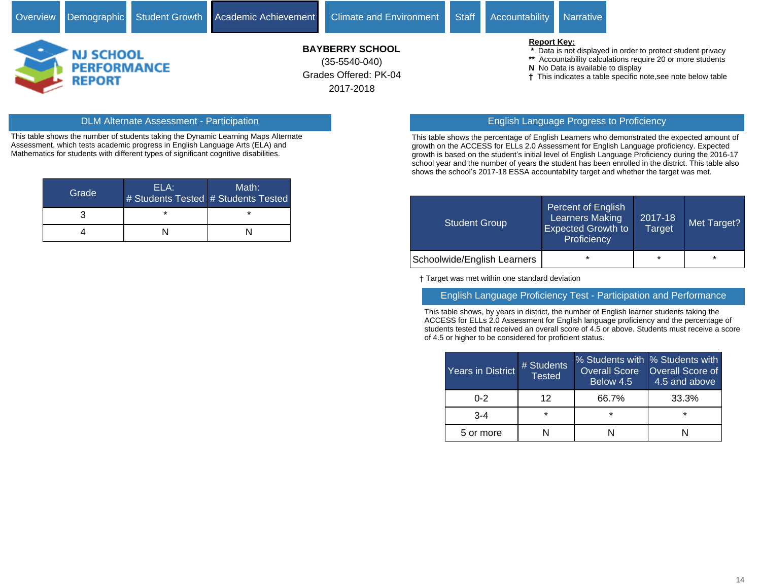Overview | Demographic | Student Growth | Academic Achievement | Climate and Environment | Staff | Accountability | Narrative

NJ SCHOOL PERFORMANCE REPORT

**BAYBERRY SCHOOL**
(35-5540-040)
Grades Offered: PK-04
2017-2018

**Report Key:**
- * Data is not displayed in order to protect student privacy
- ** Accountability calculations require 20 or more students
- N No Data is available to display
- † This indicates a table specific note,see note below table

## DLM Alternate Assessment - Participation

This table shows the number of students taking the Dynamic Learning Maps Alternate Assessment, which tests academic progress in English Language Arts (ELA) and Mathematics for students with different types of significant cognitive disabilities.

| Grade | ELA: # Students Tested | Math: # Students Tested |
|---|---|---|
| 3 | * | * |
| 4 | N | N |

## English Language Progress to Proficiency

This table shows the percentage of English Learners who demonstrated the expected amount of growth on the ACCESS for ELLs 2.0 Assessment for English Language proficiency. Expected growth is based on the student's initial level of English Language Proficiency during the 2016-17 school year and the number of years the student has been enrolled in the district. This table also shows the school's 2017-18 ESSA accountability target and whether the target was met.

| Student Group | Percent of English Learners Making Expected Growth to Proficiency | 2017-18 Target | Met Target? |
|---|---|---|---|
| Schoolwide/English Learners | * | * | * |

† Target was met within one standard deviation

## English Language Proficiency Test - Participation and Performance

This table shows, by years in district, the number of English learner students taking the ACCESS for ELLs 2.0 Assessment for English language proficiency and the percentage of students tested that received an overall score of 4.5 or above. Students must receive a score of 4.5 or higher to be considered for proficient status.

| Years in District | # Students Tested | % Students with Overall Score Below 4.5 | % Students with Overall Score of 4.5 and above |
|---|---|---|---|
| 0-2 | 12 | 66.7% | 33.3% |
| 3-4 | * | * | * |
| 5 or more | N | N | N |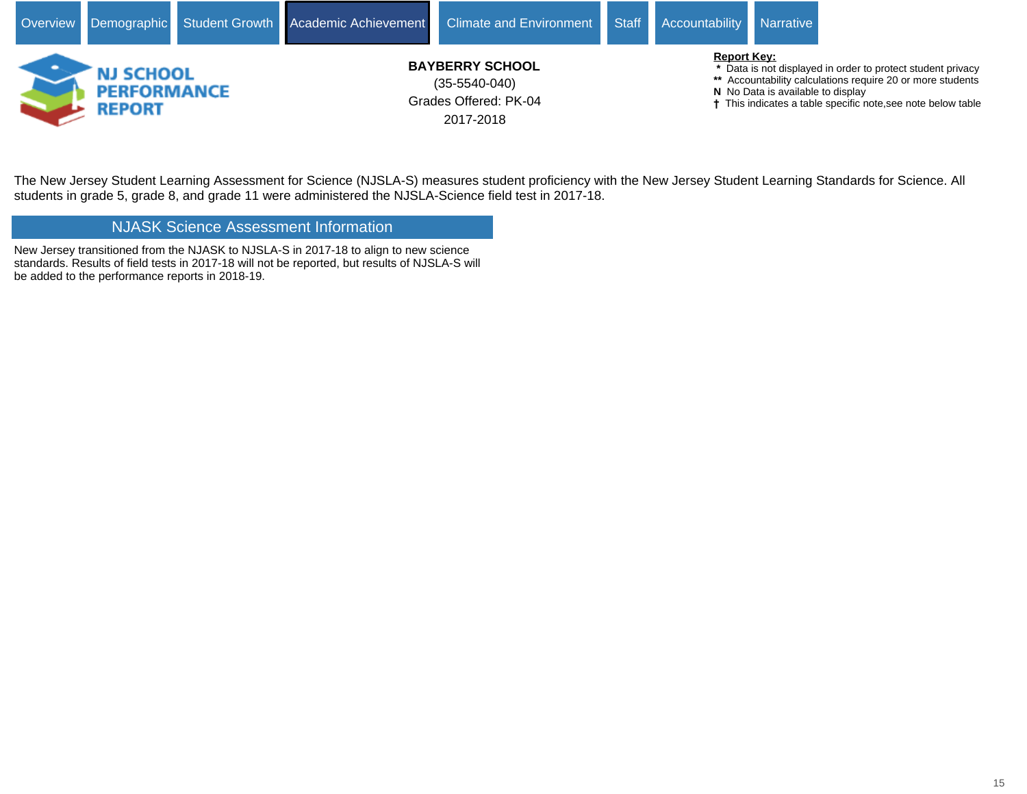Overview | Demographic | Student Growth | Academic Achievement | Climate and Environment | Staff | Accountability | Narrative

NJ SCHOOL PERFORMANCE REPORT

**BAYBERRY SCHOOL**
(35-5540-040)
Grades Offered: PK-04
2017-2018

**Report Key:**
- * Data is not displayed in order to protect student privacy
- ** Accountability calculations require 20 or more students
- **N** No Data is available to display
- † This indicates a table specific note,see note below table

The New Jersey Student Learning Assessment for Science (NJSLA-S) measures student proficiency with the New Jersey Student Learning Standards for Science. All students in grade 5, grade 8, and grade 11 were administered the NJSLA-Science field test in 2017-18.

## NJASK Science Assessment Information

New Jersey transitioned from the NJASK to NJSLA-S in 2017-18 to align to new science standards. Results of field tests in 2017-18 will not be reported, but results of NJSLA-S will be added to the performance reports in 2018-19.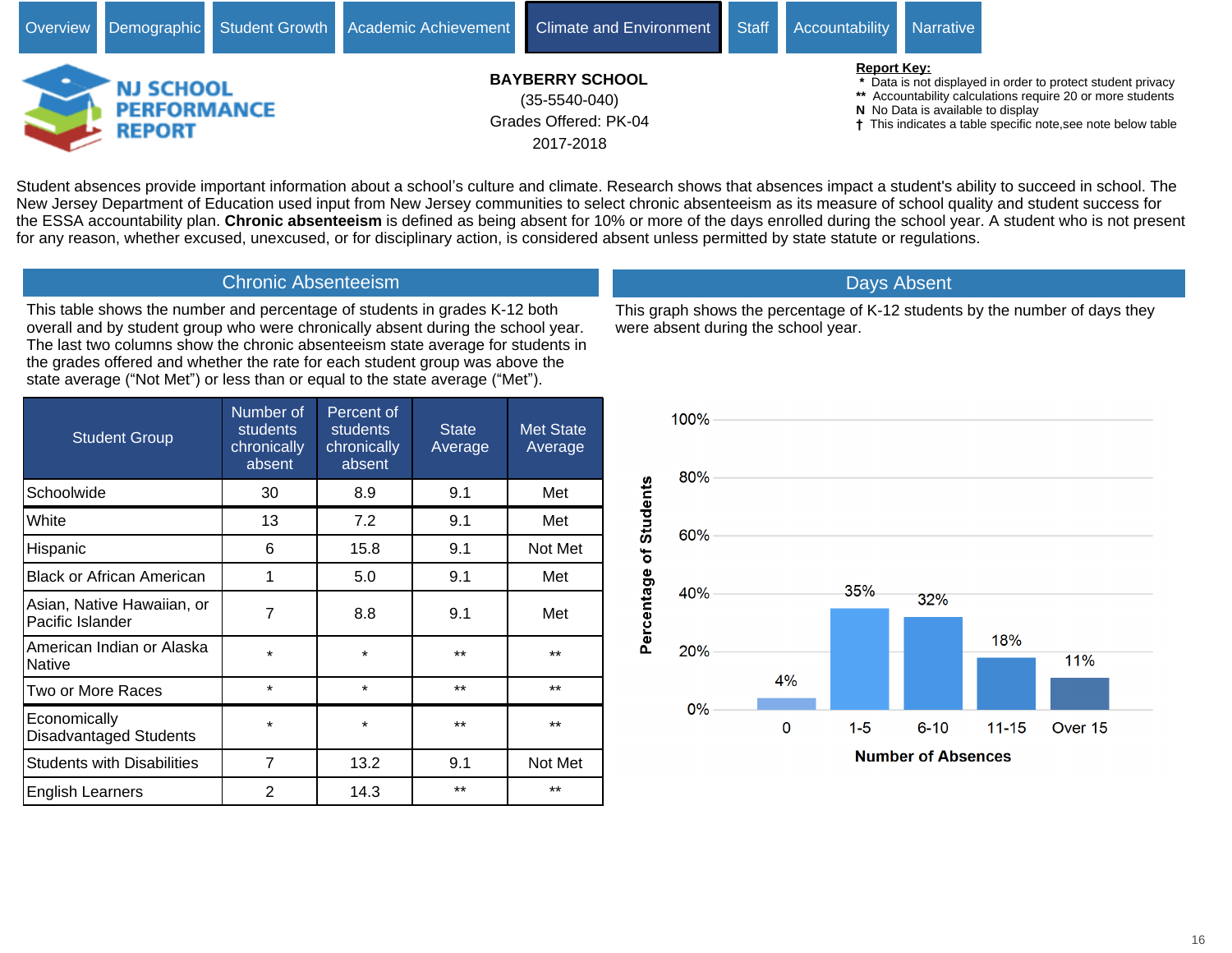Overview | Demographic | Student Growth | Academic Achievement | Climate and Environment | Staff | Accountability | Narrative

NJ SCHOOL PERFORMANCE REPORT

**BAYBERRY SCHOOL**
(35-5540-040)
Grades Offered: PK-04
2017-2018

**Report Key:**
- * Data is not displayed in order to protect student privacy
- ** Accountability calculations require 20 or more students
- N No Data is available to display
- † This indicates a table specific note,see note below table

Student absences provide important information about a school's culture and climate. Research shows that absences impact a student's ability to succeed in school. The New Jersey Department of Education used input from New Jersey communities to select chronic absenteeism as its measure of school quality and student success for the ESSA accountability plan. **Chronic absenteeism** is defined as being absent for 10% or more of the days enrolled during the school year. A student who is not present for any reason, whether excused, unexcused, or for disciplinary action, is considered absent unless permitted by state statute or regulations.

## Chronic Absenteeism

This table shows the number and percentage of students in grades K-12 both overall and by student group who were chronically absent during the school year. The last two columns show the chronic absenteeism state average for students in the grades offered and whether the rate for each student group was above the state average ("Not Met") or less than or equal to the state average ("Met").

| Student Group | Number of students chronically absent | Percent of students chronically absent | State Average | Met State Average |
|---|---|---|---|---|
| Schoolwide | 30 | 8.9 | 9.1 | Met |
| White | 13 | 7.2 | 9.1 | Met |
| Hispanic | 6 | 15.8 | 9.1 | Not Met |
| Black or African American | 1 | 5.0 | 9.1 | Met |
| Asian, Native Hawaiian, or Pacific Islander | 7 | 8.8 | 9.1 | Met |
| American Indian or Alaska Native | * | * | ** | ** |
| Two or More Races | * | * | ** | ** |
| Economically Disadvantaged Students | * | * | ** | ** |
| Students with Disabilities | 7 | 13.2 | 9.1 | Not Met |
| English Learners | 2 | 14.3 | ** | ** |

## Days Absent

This graph shows the percentage of K-12 students by the number of days they were absent during the school year.

| Number of Absences | Percentage of Students |
|---|---|
| 0 | 4% |
| 1-5 | 35% |
| 6-10 | 32% |
| 11-15 | 18% |
| Over 15 | 11% |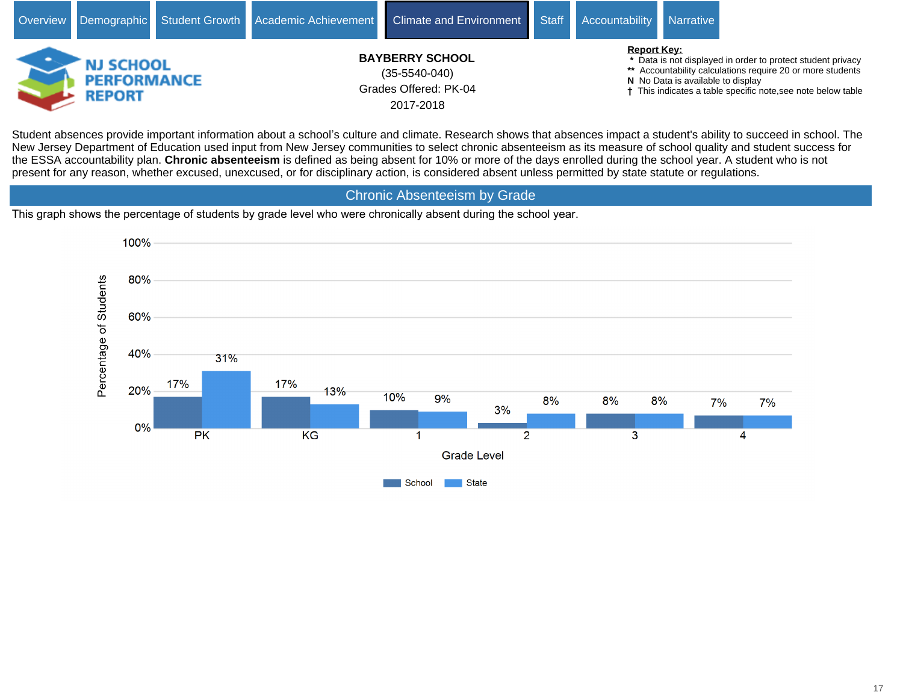Overview | Demographic | Student Growth | Academic Achievement | Climate and Environment | Staff | Accountability | Narrative

**NJ SCHOOL PERFORMANCE REPORT**

**BAYBERRY SCHOOL**
(35-5540-040)
Grades Offered: PK-04
2017-2018

**Report Key:**
- \* Data is not displayed in order to protect student privacy
- ** Accountability calculations require 20 or more students
- N No Data is available to display
- † This indicates a table specific note,see note below table

Student absences provide important information about a school's culture and climate. Research shows that absences impact a student's ability to succeed in school. The New Jersey Department of Education used input from New Jersey communities to select chronic absenteeism as its measure of school quality and student success for the ESSA accountability plan. **Chronic absenteeism** is defined as being absent for 10% or more of the days enrolled during the school year. A student who is not present for any reason, whether excused, unexcused, or for disciplinary action, is considered absent unless permitted by state statute or regulations.

## Chronic Absenteeism by Grade

This graph shows the percentage of students by grade level who were chronically absent during the school year.

| Grade Level | School | State |
|---|---|---|
| PK | 17% | 31% |
| KG | 17% | 13% |
| 1 | 10% | 9% |
| 2 | 3% | 8% |
| 3 | 8% | 8% |
| 4 | 7% | 7% |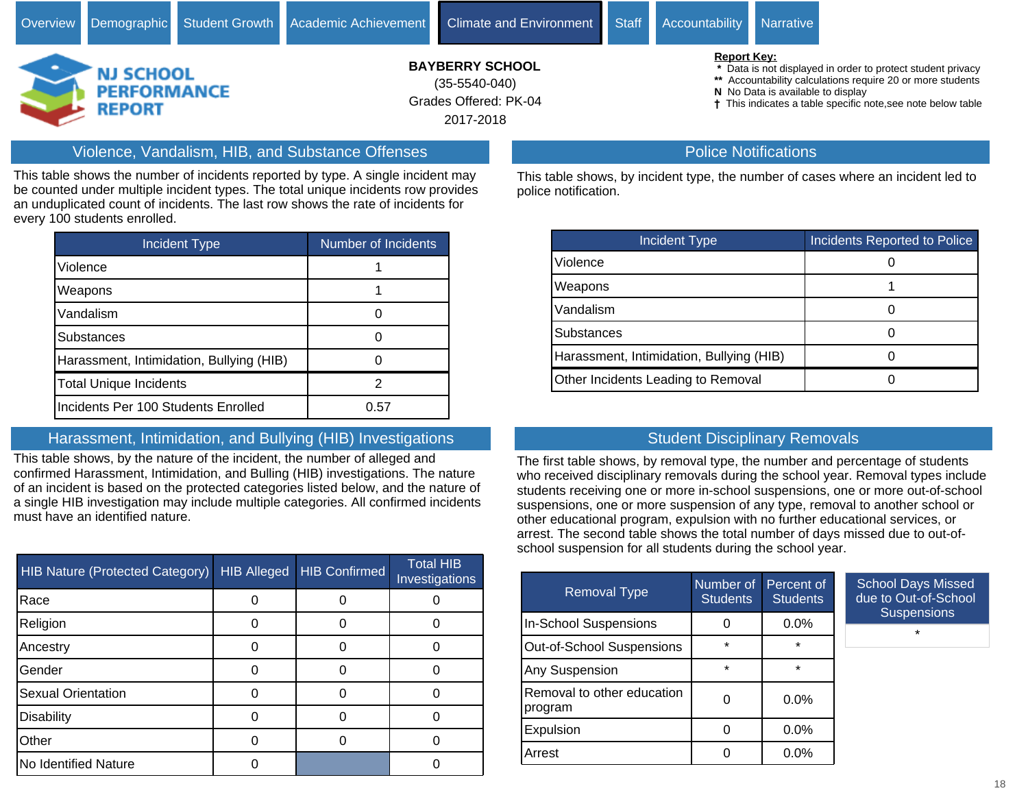Overview | Demographic | Student Growth | Academic Achievement | Climate and Environment | Staff | Accountability | Narrative

NJ SCHOOL PERFORMANCE REPORT

**BAYBERRY SCHOOL**
(35-5540-040)
Grades Offered: PK-04
2017-2018

**Report Key:**
- * Data is not displayed in order to protect student privacy
- ** Accountability calculations require 20 or more students
- N No Data is available to display
- † This indicates a table specific note,see note below table

## Violence, Vandalism, HIB, and Substance Offenses

This table shows the number of incidents reported by type. A single incident may be counted under multiple incident types. The total unique incidents row provides an unduplicated count of incidents. The last row shows the rate of incidents for every 100 students enrolled.

| Incident Type | Number of Incidents |
|---|---|
| Violence | 1 |
| Weapons | 1 |
| Vandalism | 0 |
| Substances | 0 |
| Harassment, Intimidation, Bullying (HIB) | 0 |
| Total Unique Incidents | 2 |
| Incidents Per 100 Students Enrolled | 0.57 |

## Police Notifications

This table shows, by incident type, the number of cases where an incident led to police notification.

| Incident Type | Incidents Reported to Police |
|---|---|
| Violence | 0 |
| Weapons | 1 |
| Vandalism | 0 |
| Substances | 0 |
| Harassment, Intimidation, Bullying (HIB) | 0 |
| Other Incidents Leading to Removal | 0 |

## Harassment, Intimidation, and Bullying (HIB) Investigations

This table shows, by the nature of the incident, the number of alleged and confirmed Harassment, Intimidation, and Bulling (HIB) investigations. The nature of an incident is based on the protected categories listed below, and the nature of a single HIB investigation may include multiple categories. All confirmed incidents must have an identified nature.

| HIB Nature (Protected Category) | HIB Alleged | HIB Confirmed | Total HIB Investigations |
|---|---|---|---|
| Race | 0 | 0 | 0 |
| Religion | 0 | 0 | 0 |
| Ancestry | 0 | 0 | 0 |
| Gender | 0 | 0 | 0 |
| Sexual Orientation | 0 | 0 | 0 |
| Disability | 0 | 0 | 0 |
| Other | 0 | 0 | 0 |
| No Identified Nature | 0 | | 0 |

## Student Disciplinary Removals

The first table shows, by removal type, the number and percentage of students who received disciplinary removals during the school year. Removal types include students receiving one or more in-school suspensions, one or more out-of-school suspensions, one or more suspension of any type, removal to another school or other educational program, expulsion with no further educational services, or arrest. The second table shows the total number of days missed due to out-of-school suspension for all students during the school year.

| Removal Type | Number of Students | Percent of Students |
|---|---|---|
| In-School Suspensions | 0 | 0.0% |
| Out-of-School Suspensions | * | * |
| Any Suspension | * | * |
| Removal to other education program | 0 | 0.0% |
| Expulsion | 0 | 0.0% |
| Arrest | 0 | 0.0% |

| School Days Missed due to Out-of-School Suspensions |
|---|
| * |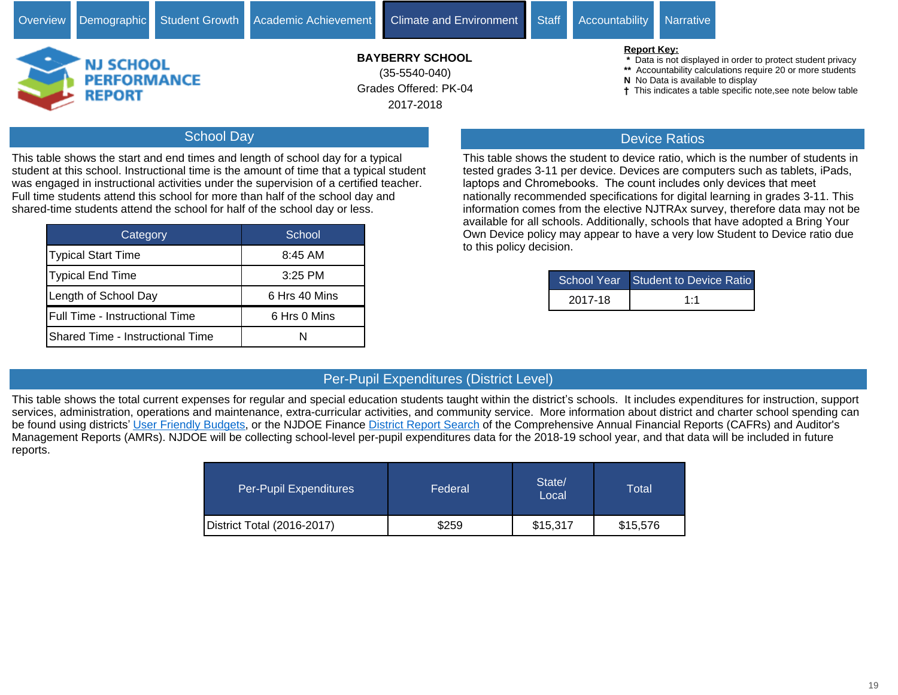Overview | Demographic | Student Growth | Academic Achievement | **Climate and Environment** | Staff | Accountability | Narrative

**NJ SCHOOL PERFORMANCE REPORT**

**BAYBERRY SCHOOL**
(35-5540-040)
Grades Offered: PK-04
2017-2018

**Report Key:**
- *  Data is not displayed in order to protect student privacy
- ** Accountability calculations require 20 or more students
- N  No Data is available to display
- † This indicates a table specific note,see note below table

## School Day

This table shows the start and end times and length of school day for a typical student at this school. Instructional time is the amount of time that a typical student was engaged in instructional activities under the supervision of a certified teacher. Full time students attend this school for more than half of the school day and shared-time students attend the school for half of the school day or less.

| Category | School |
|---|---|
| Typical Start Time | 8:45 AM |
| Typical End Time | 3:25 PM |
| Length of School Day | 6 Hrs 40 Mins |
| Full Time - Instructional Time | 6 Hrs 0 Mins |
| Shared Time - Instructional Time | N |

## Device Ratios

This table shows the student to device ratio, which is the number of students in tested grades 3-11 per device. Devices are computers such as tablets, iPads, laptops and Chromebooks. The count includes only devices that meet nationally recommended specifications for digital learning in grades 3-11. This information comes from the elective NJTRAx survey, therefore data may not be available for all schools. Additionally, schools that have adopted a Bring Your Own Device policy may appear to have a very low Student to Device ratio due to this policy decision.

| School Year | Student to Device Ratio |
|---|---|
| 2017-18 | 1:1 |

## Per-Pupil Expenditures (District Level)

This table shows the total current expenses for regular and special education students taught within the district's schools. It includes expenditures for instruction, support services, administration, operations and maintenance, extra-curricular activities, and community service. More information about district and charter school spending can be found using districts' User Friendly Budgets, or the NJDOE Finance District Report Search of the Comprehensive Annual Financial Reports (CAFRs) and Auditor's Management Reports (AMRs). NJDOE will be collecting school-level per-pupil expenditures data for the 2018-19 school year, and that data will be included in future reports.

| Per-Pupil Expenditures | Federal | State/ Local | Total |
|---|---|---|---|
| District Total (2016-2017) | $259 | $15,317 | $15,576 |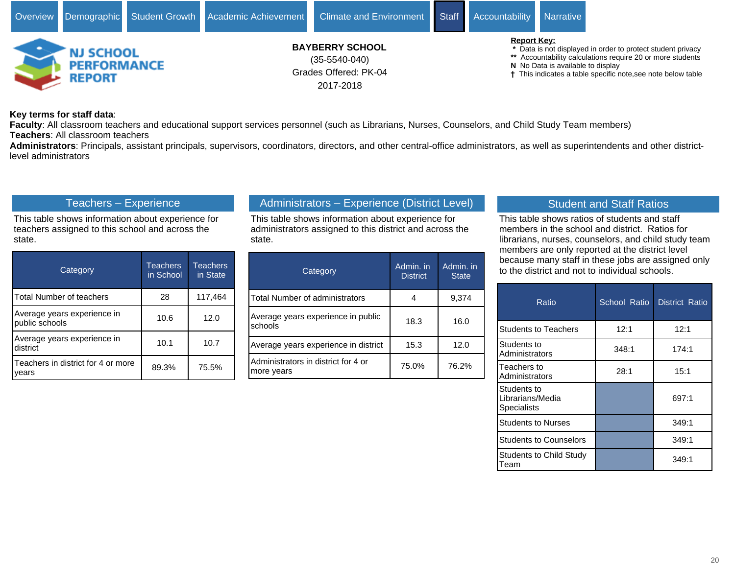Overview | Demographic | Student Growth | Academic Achievement | Climate and Environment | Staff | Accountability | Narrative

**NJ SCHOOL PERFORMANCE REPORT**

**BAYBERRY SCHOOL**
(35-5540-040)
Grades Offered: PK-04
2017-2018

**Report Key:**
- \* Data is not displayed in order to protect student privacy
- \*\* Accountability calculations require 20 or more students
- N No Data is available to display
- † This indicates a table specific note,see note below table

**Key terms for staff data**:
**Faculty**: All classroom teachers and educational support services personnel (such as Librarians, Nurses, Counselors, and Child Study Team members)
**Teachers**: All classroom teachers
**Administrators**: Principals, assistant principals, supervisors, coordinators, directors, and other central-office administrators, as well as superintendents and other district-level administrators

## Teachers – Experience

This table shows information about experience for teachers assigned to this school and across the state.

| Category | Teachers in School | Teachers in State |
|---|---|---|
| Total Number of teachers | 28 | 117,464 |
| Average years experience in public schools | 10.6 | 12.0 |
| Average years experience in district | 10.1 | 10.7 |
| Teachers in district for 4 or more years | 89.3% | 75.5% |

## Administrators – Experience (District Level)

This table shows information about experience for administrators assigned to this district and across the state.

| Category | Admin. in District | Admin. in State |
|---|---|---|
| Total Number of administrators | 4 | 9,374 |
| Average years experience in public schools | 18.3 | 16.0 |
| Average years experience in district | 15.3 | 12.0 |
| Administrators in district for 4 or more years | 75.0% | 76.2% |

## Student and Staff Ratios

This table shows ratios of students and staff members in the school and district. Ratios for librarians, nurses, counselors, and child study team members are only reported at the district level because many staff in these jobs are assigned only to the district and not to individual schools.

| Ratio | School Ratio | District Ratio |
|---|---|---|
| Students to Teachers | 12:1 | 12:1 |
| Students to Administrators | 348:1 | 174:1 |
| Teachers to Administrators | 28:1 | 15:1 |
| Students to Librarians/Media Specialists | | 697:1 |
| Students to Nurses | | 349:1 |
| Students to Counselors | | 349:1 |
| Students to Child Study Team | | 349:1 |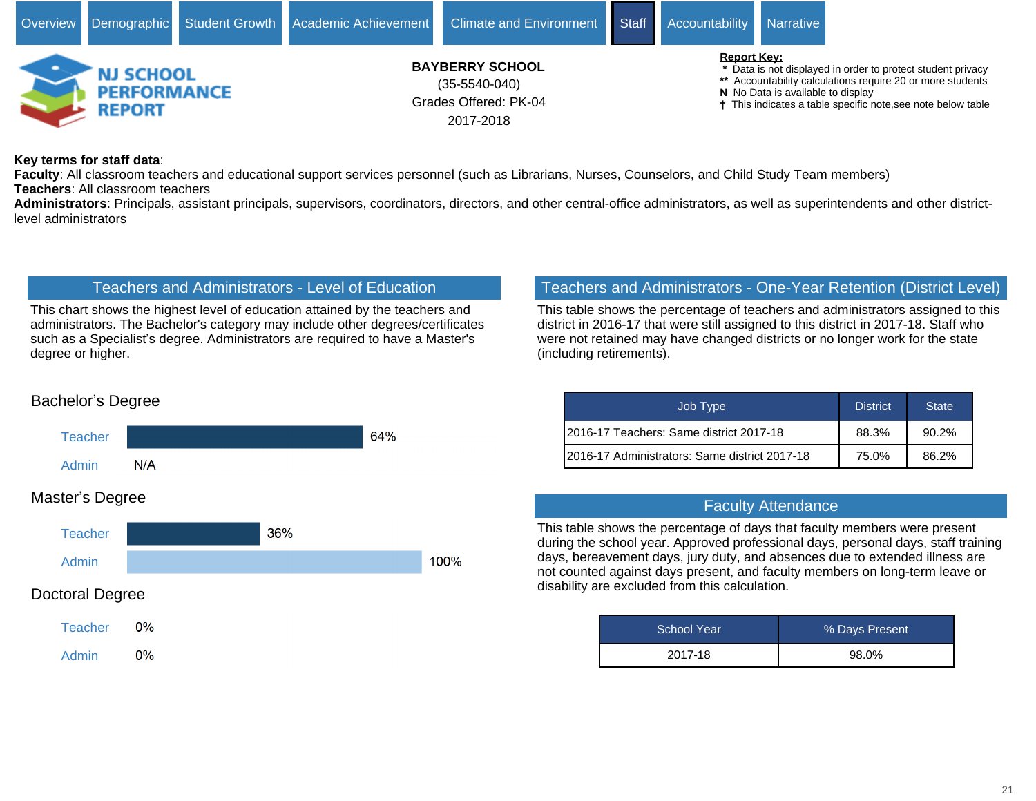Overview | Demographic | Student Growth | Academic Achievement | Climate and Environment | Staff | Accountability | Narrative

**NJ SCHOOL PERFORMANCE REPORT**

**BAYBERRY SCHOOL**
(35-5540-040)
Grades Offered: PK-04
2017-2018

**Report Key:**
- \* Data is not displayed in order to protect student privacy
- \*\* Accountability calculations require 20 or more students
- N No Data is available to display
- † This indicates a table specific note,see note below table

**Key terms for staff data**:
**Faculty**: All classroom teachers and educational support services personnel (such as Librarians, Nurses, Counselors, and Child Study Team members)
**Teachers**: All classroom teachers
**Administrators**: Principals, assistant principals, supervisors, coordinators, directors, and other central-office administrators, as well as superintendents and other district-level administrators

## Teachers and Administrators - Level of Education

This chart shows the highest level of education attained by the teachers and administrators. The Bachelor's category may include other degrees/certificates such as a Specialist's degree. Administrators are required to have a Master's degree or higher.

| Degree | Teacher | Admin |
|---|---|---|
| Bachelor's Degree | 64% | N/A |
| Master's Degree | 36% | 100% |
| Doctoral Degree | 0% | 0% |

## Teachers and Administrators - One-Year Retention (District Level)

This table shows the percentage of teachers and administrators assigned to this district in 2016-17 that were still assigned to this district in 2017-18. Staff who were not retained may have changed districts or no longer work for the state (including retirements).

| Job Type | District | State |
|---|---|---|
| 2016-17 Teachers: Same district 2017-18 | 88.3% | 90.2% |
| 2016-17 Administrators: Same district 2017-18 | 75.0% | 86.2% |

## Faculty Attendance

This table shows the percentage of days that faculty members were present during the school year. Approved professional days, personal days, staff training days, bereavement days, jury duty, and absences due to extended illness are not counted against days present, and faculty members on long-term leave or disability are excluded from this calculation.

| School Year | % Days Present |
|---|---|
| 2017-18 | 98.0% |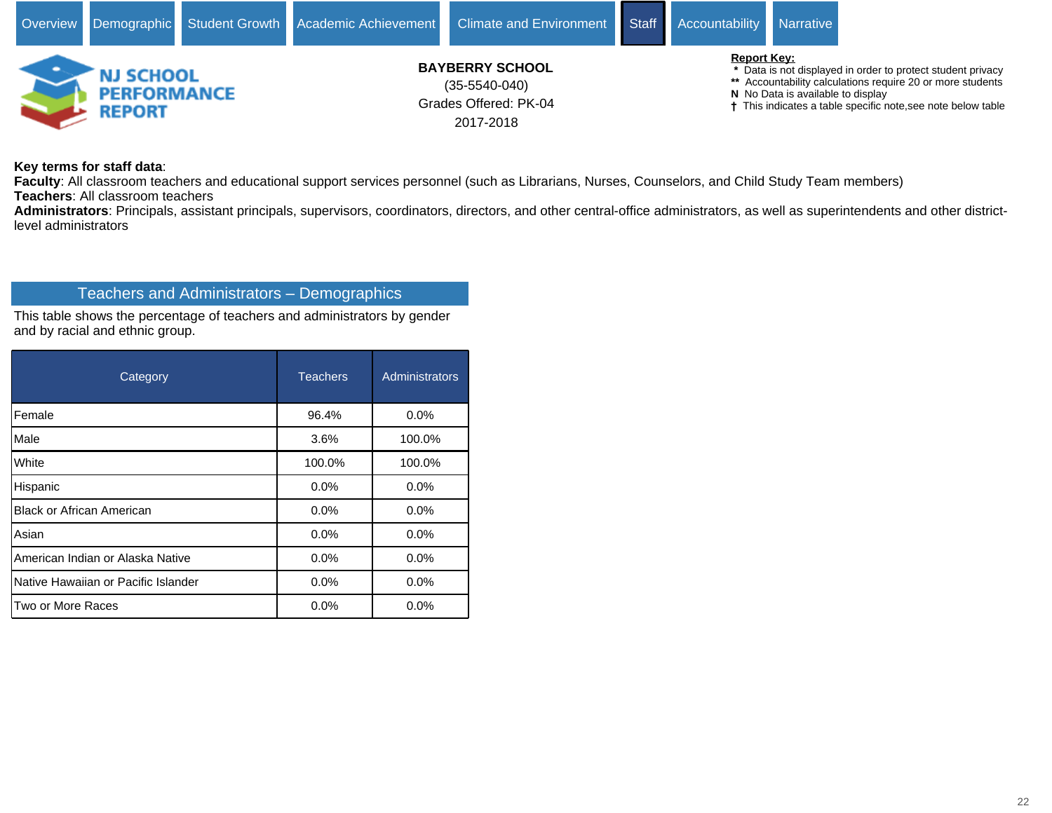Overview | Demographic | Student Growth | Academic Achievement | Climate and Environment | Staff | Accountability | Narrative

**NJ SCHOOL PERFORMANCE REPORT**

**BAYBERRY SCHOOL**
(35-5540-040)
Grades Offered: PK-04
2017-2018

**Report Key:**
- \* Data is not displayed in order to protect student privacy
- \*\* Accountability calculations require 20 or more students
- **N** No Data is available to display
- † This indicates a table specific note,see note below table

**Key terms for staff data**:
**Faculty**: All classroom teachers and educational support services personnel (such as Librarians, Nurses, Counselors, and Child Study Team members)
**Teachers**: All classroom teachers
**Administrators**: Principals, assistant principals, supervisors, coordinators, directors, and other central-office administrators, as well as superintendents and other district-level administrators

## Teachers and Administrators – Demographics

This table shows the percentage of teachers and administrators by gender and by racial and ethnic group.

| Category | Teachers | Administrators |
|---|---|---|
| Female | 96.4% | 0.0% |
| Male | 3.6% | 100.0% |
| White | 100.0% | 100.0% |
| Hispanic | 0.0% | 0.0% |
| Black or African American | 0.0% | 0.0% |
| Asian | 0.0% | 0.0% |
| American Indian or Alaska Native | 0.0% | 0.0% |
| Native Hawaiian or Pacific Islander | 0.0% | 0.0% |
| Two or More Races | 0.0% | 0.0% |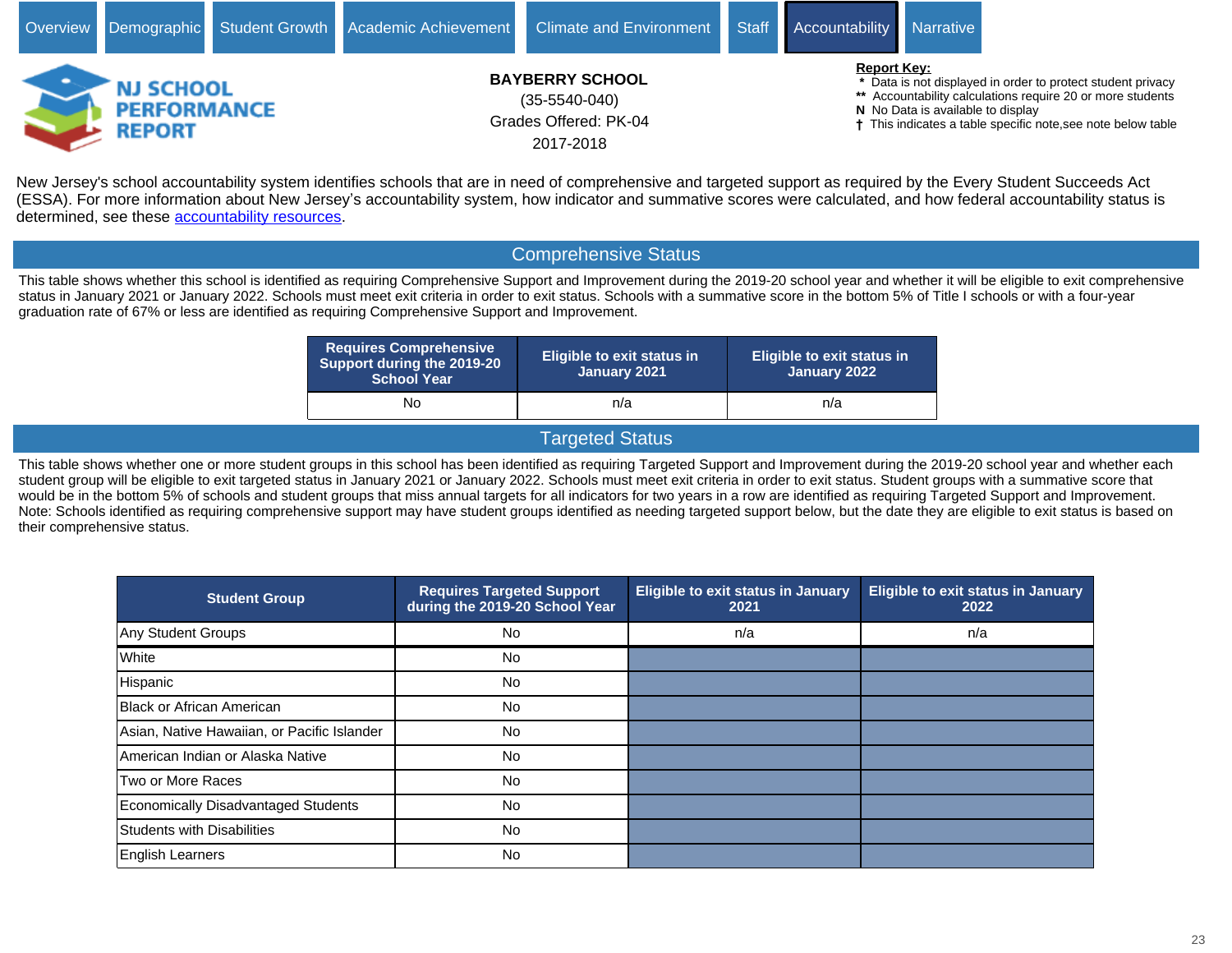Overview | Demographic | Student Growth | Academic Achievement | Climate and Environment | Staff | Accountability | Narrative

# NJ SCHOOL PERFORMANCE REPORT

**BAYBERRY SCHOOL**
(35-5540-040)
Grades Offered: PK-04
2017-2018

**Report Key:**
- \* Data is not displayed in order to protect student privacy
- \*\* Accountability calculations require 20 or more students
- **N** No Data is available to display
- **†** This indicates a table specific note,see note below table

New Jersey's school accountability system identifies schools that are in need of comprehensive and targeted support as required by the Every Student Succeeds Act (ESSA). For more information about New Jersey's accountability system, how indicator and summative scores were calculated, and how federal accountability status is determined, see these accountability resources.

## Comprehensive Status

This table shows whether this school is identified as requiring Comprehensive Support and Improvement during the 2019-20 school year and whether it will be eligible to exit comprehensive status in January 2021 or January 2022. Schools must meet exit criteria in order to exit status. Schools with a summative score in the bottom 5% of Title I schools or with a four-year graduation rate of 67% or less are identified as requiring Comprehensive Support and Improvement.

| Requires Comprehensive Support during the 2019-20 School Year | Eligible to exit status in January 2021 | Eligible to exit status in January 2022 |
|---|---|---|
| No | n/a | n/a |

## Targeted Status

This table shows whether one or more student groups in this school has been identified as requiring Targeted Support and Improvement during the 2019-20 school year and whether each student group will be eligible to exit targeted status in January 2021 or January 2022. Schools must meet exit criteria in order to exit status. Student groups with a summative score that would be in the bottom 5% of schools and student groups that miss annual targets for all indicators for two years in a row are identified as requiring Targeted Support and Improvement. Note: Schools identified as requiring comprehensive support may have student groups identified as needing targeted support below, but the date they are eligible to exit status is based on their comprehensive status.

| Student Group | Requires Targeted Support during the 2019-20 School Year | Eligible to exit status in January 2021 | Eligible to exit status in January 2022 |
|---|---|---|---|
| Any Student Groups | No | n/a | n/a |
| White | No | | |
| Hispanic | No | | |
| Black or African American | No | | |
| Asian, Native Hawaiian, or Pacific Islander | No | | |
| American Indian or Alaska Native | No | | |
| Two or More Races | No | | |
| Economically Disadvantaged Students | No | | |
| Students with Disabilities | No | | |
| English Learners | No | | |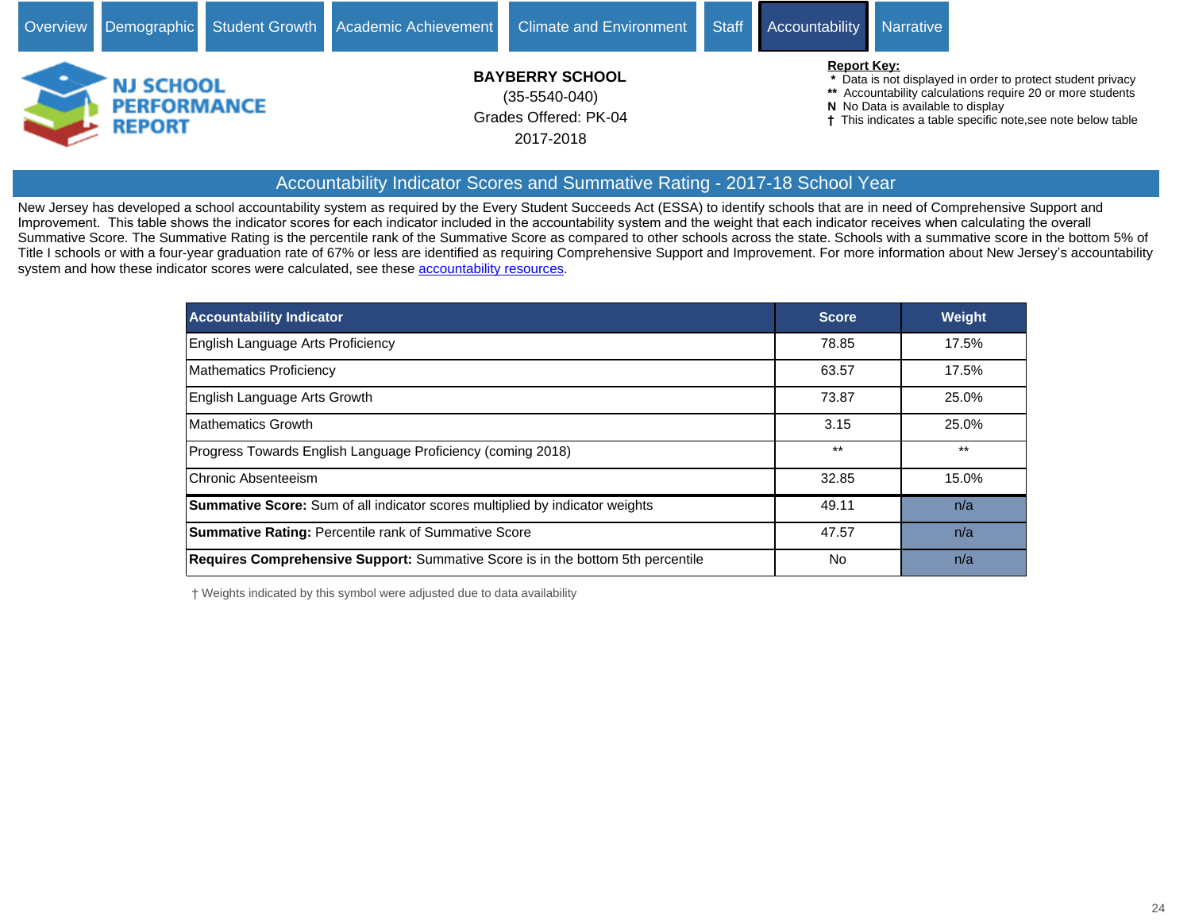Overview | Demographic | Student Growth | Academic Achievement | Climate and Environment | Staff | Accountability | Narrative

**NJ SCHOOL PERFORMANCE REPORT**

**BAYBERRY SCHOOL**
(35-5540-040)
Grades Offered: PK-04
2017-2018

**Report Key:**
- * Data is not displayed in order to protect student privacy
- ** Accountability calculations require 20 or more students
- **N** No Data is available to display
- † This indicates a table specific note,see note below table

## Accountability Indicator Scores and Summative Rating - 2017-18 School Year

New Jersey has developed a school accountability system as required by the Every Student Succeeds Act (ESSA) to identify schools that are in need of Comprehensive Support and Improvement. This table shows the indicator scores for each indicator included in the accountability system and the weight that each indicator receives when calculating the overall Summative Score. The Summative Rating is the percentile rank of the Summative Score as compared to other schools across the state. Schools with a summative score in the bottom 5% of Title I schools or with a four-year graduation rate of 67% or less are identified as requiring Comprehensive Support and Improvement. For more information about New Jersey's accountability system and how these indicator scores were calculated, see these accountability resources.

| Accountability Indicator | Score | Weight |
|---|---|---|
| English Language Arts Proficiency | 78.85 | 17.5% |
| Mathematics Proficiency | 63.57 | 17.5% |
| English Language Arts Growth | 73.87 | 25.0% |
| Mathematics Growth | 3.15 | 25.0% |
| Progress Towards English Language Proficiency (coming 2018) | ** | ** |
| Chronic Absenteeism | 32.85 | 15.0% |
| **Summative Score:** Sum of all indicator scores multiplied by indicator weights | 49.11 | n/a |
| **Summative Rating:** Percentile rank of Summative Score | 47.57 | n/a |
| **Requires Comprehensive Support:** Summative Score is in the bottom 5th percentile | No | n/a |

† Weights indicated by this symbol were adjusted due to data availability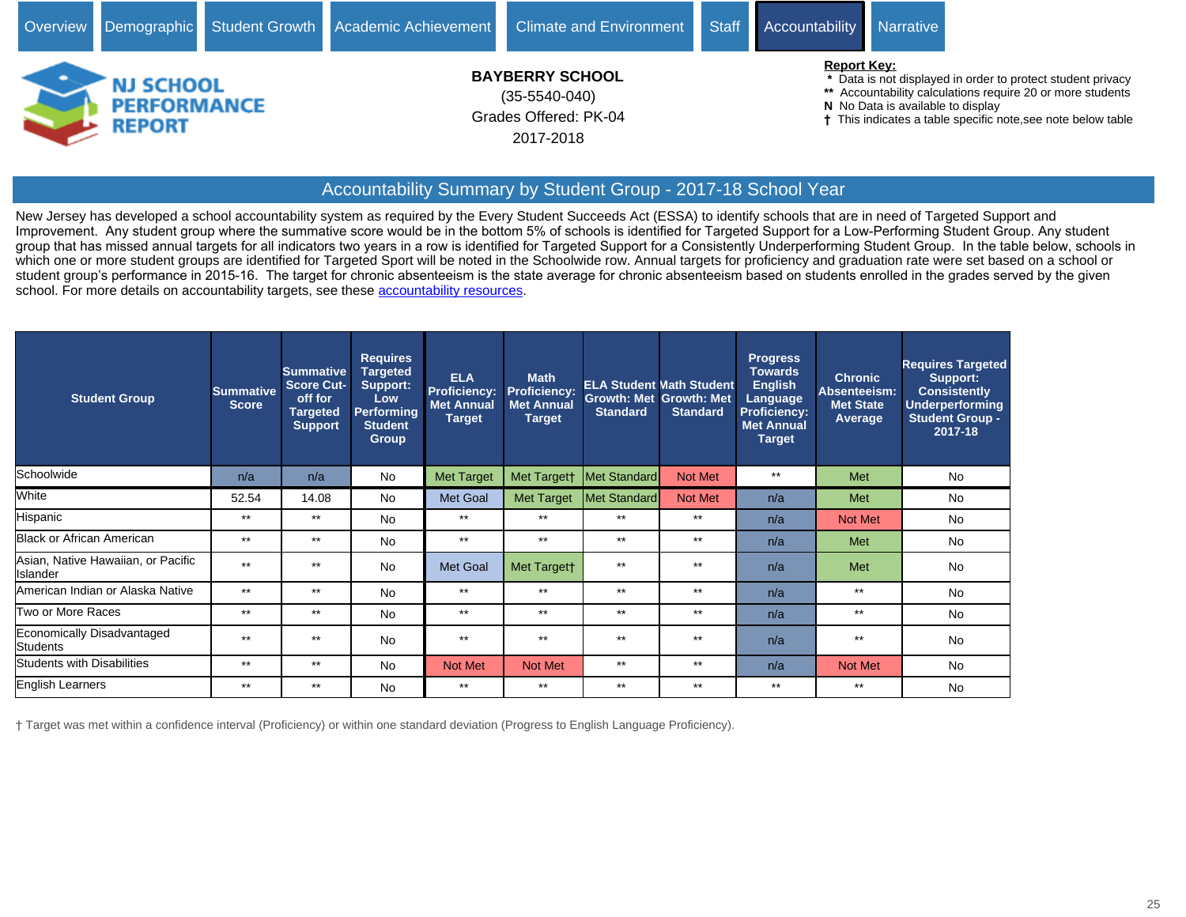Overview | Demographic | Student Growth | Academic Achievement | Climate and Environment | Staff | Accountability | Narrative

**NJ SCHOOL PERFORMANCE REPORT**

**BAYBERRY SCHOOL**
(35-5540-040)
Grades Offered: PK-04
2017-2018

**Report Key:**
- \* Data is not displayed in order to protect student privacy
- ** Accountability calculations require 20 or more students
- N No Data is available to display
- † This indicates a table specific note,see note below table

## Accountability Summary by Student Group - 2017-18 School Year

New Jersey has developed a school accountability system as required by the Every Student Succeeds Act (ESSA) to identify schools that are in need of Targeted Support and Improvement. Any student group where the summative score would be in the bottom 5% of schools is identified for Targeted Support for a Low-Performing Student Group. Any student group that has missed annual targets for all indicators two years in a row is identified for Targeted Support for a Consistently Underperforming Student Group. In the table below, schools in which one or more student groups are identified for Targeted Sport will be noted in the Schoolwide row. Annual targets for proficiency and graduation rate were set based on a school or student group's performance in 2015-16. The target for chronic absenteeism is the state average for chronic absenteeism based on students enrolled in the grades served by the given school. For more details on accountability targets, see these accountability resources.

| Student Group | Summative Score | Summative Score Cut-off for Targeted Support | Requires Targeted Support: Low Performing Student Group | ELA Proficiency: Met Annual Target | Math Proficiency: Met Annual Target | ELA Student Growth: Met Standard | Math Student Growth: Met Standard | Progress Towards English Language Proficiency: Met Annual Target | Chronic Absenteeism: Met State Average | Requires Targeted Support: Consistently Underperforming Student Group - 2017-18 |
|---|---|---|---|---|---|---|---|---|---|---|
| Schoolwide | n/a | n/a | No | Met Target | Met Target† | Met Standard | Not Met | ** | Met | No |
| White | 52.54 | 14.08 | No | Met Goal | Met Target | Met Standard | Not Met | n/a | Met | No |
| Hispanic | ** | ** | No | ** | ** | ** | ** | n/a | Not Met | No |
| Black or African American | ** | ** | No | ** | ** | ** | ** | n/a | Met | No |
| Asian, Native Hawaiian, or Pacific Islander | ** | ** | No | Met Goal | Met Target† | ** | ** | n/a | Met | No |
| American Indian or Alaska Native | ** | ** | No | ** | ** | ** | ** | n/a | ** | No |
| Two or More Races | ** | ** | No | ** | ** | ** | ** | n/a | ** | No |
| Economically Disadvantaged Students | ** | ** | No | ** | ** | ** | ** | n/a | ** | No |
| Students with Disabilities | ** | ** | No | Not Met | Not Met | ** | ** | n/a | Not Met | No |
| English Learners | ** | ** | No | ** | ** | ** | ** | ** | ** | No |

† Target was met within a confidence interval (Proficiency) or within one standard deviation (Progress to English Language Proficiency).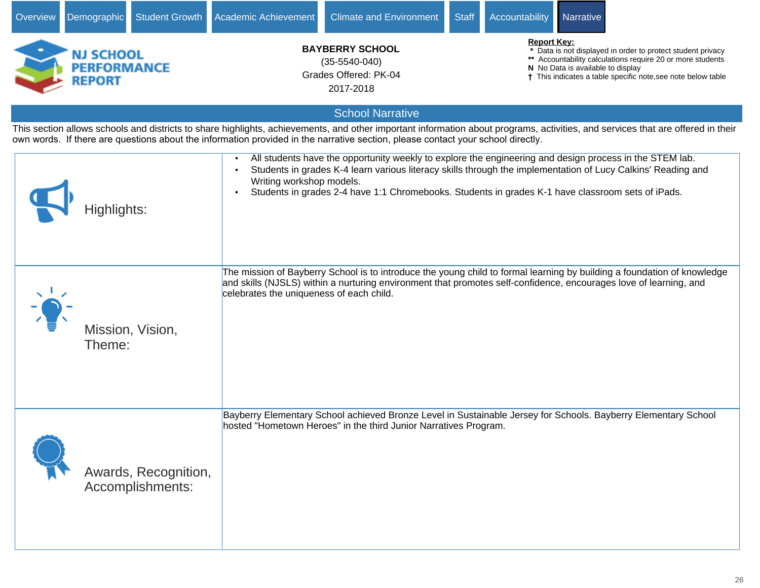Overview | Demographic | Student Growth | Academic Achievement | Climate and Environment | Staff | Accountability | Narrative

NJ SCHOOL PERFORMANCE REPORT

**BAYBERRY SCHOOL**
(35-5540-040)
Grades Offered: PK-04
2017-2018

**Report Key:**
- \* Data is not displayed in order to protect student privacy
- \*\* Accountability calculations require 20 or more students
- N No Data is available to display
- † This indicates a table specific note,see note below table

## School Narrative

This section allows schools and districts to share highlights, achievements, and other important information about programs, activities, and services that are offered in their own words. If there are questions about the information provided in the narrative section, please contact your school directly.

| | |
|---|---|
| Highlights: | • All students have the opportunity weekly to explore the engineering and design process in the STEM lab.<br>• Students in grades K-4 learn various literacy skills through the implementation of Lucy Calkins' Reading and Writing workshop models.<br>• Students in grades 2-4 have 1:1 Chromebooks. Students in grades K-1 have classroom sets of iPads. |
| Mission, Vision, Theme: | The mission of Bayberry School is to introduce the young child to formal learning by building a foundation of knowledge and skills (NJSLS) within a nurturing environment that promotes self-confidence, encourages love of learning, and celebrates the uniqueness of each child. |
| Awards, Recognition, Accomplishments: | Bayberry Elementary School achieved Bronze Level in Sustainable Jersey for Schools. Bayberry Elementary School hosted "Hometown Heroes" in the third Junior Narratives Program. |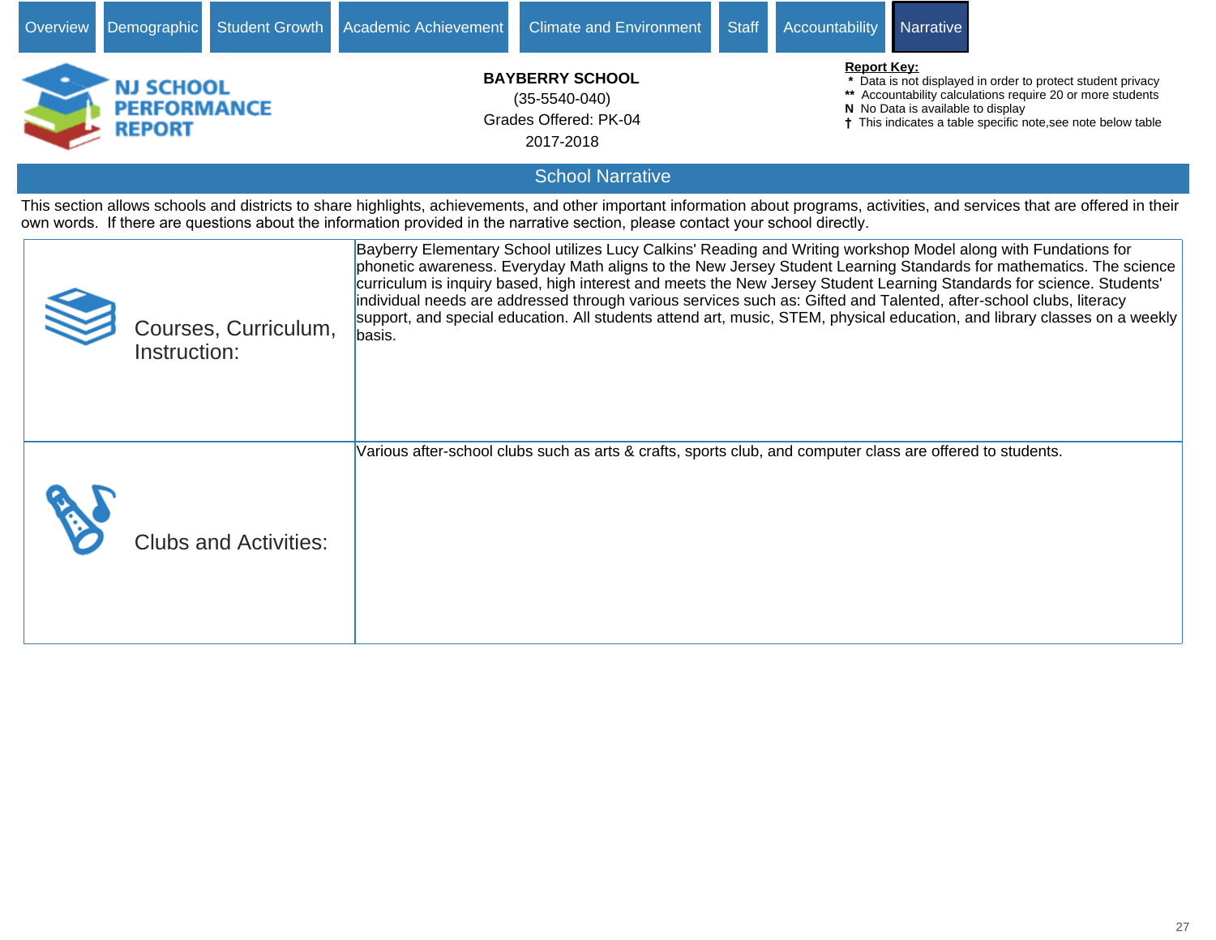Overview | Demographic | Student Growth | Academic Achievement | Climate and Environment | Staff | Accountability | Narrative

# NJ SCHOOL PERFORMANCE REPORT

**BAYBERRY SCHOOL**
(35-5540-040)
Grades Offered: PK-04
2017-2018

**Report Key:**
- * Data is not displayed in order to protect student privacy
- ** Accountability calculations require 20 or more students
- **N** No Data is available to display
- † This indicates a table specific note,see note below table

## School Narrative

This section allows schools and districts to share highlights, achievements, and other important information about programs, activities, and services that are offered in their own words. If there are questions about the information provided in the narrative section, please contact your school directly.

| | |
|---|---|
| Courses, Curriculum, Instruction: | Bayberry Elementary School utilizes Lucy Calkins' Reading and Writing workshop Model along with Fundations for phonetic awareness. Everyday Math aligns to the New Jersey Student Learning Standards for mathematics. The science curriculum is inquiry based, high interest and meets the New Jersey Student Learning Standards for science. Students' individual needs are addressed through various services such as: Gifted and Talented, after-school clubs, literacy support, and special education. All students attend art, music, STEM, physical education, and library classes on a weekly basis. |
| Clubs and Activities: | Various after-school clubs such as arts & crafts, sports club, and computer class are offered to students. |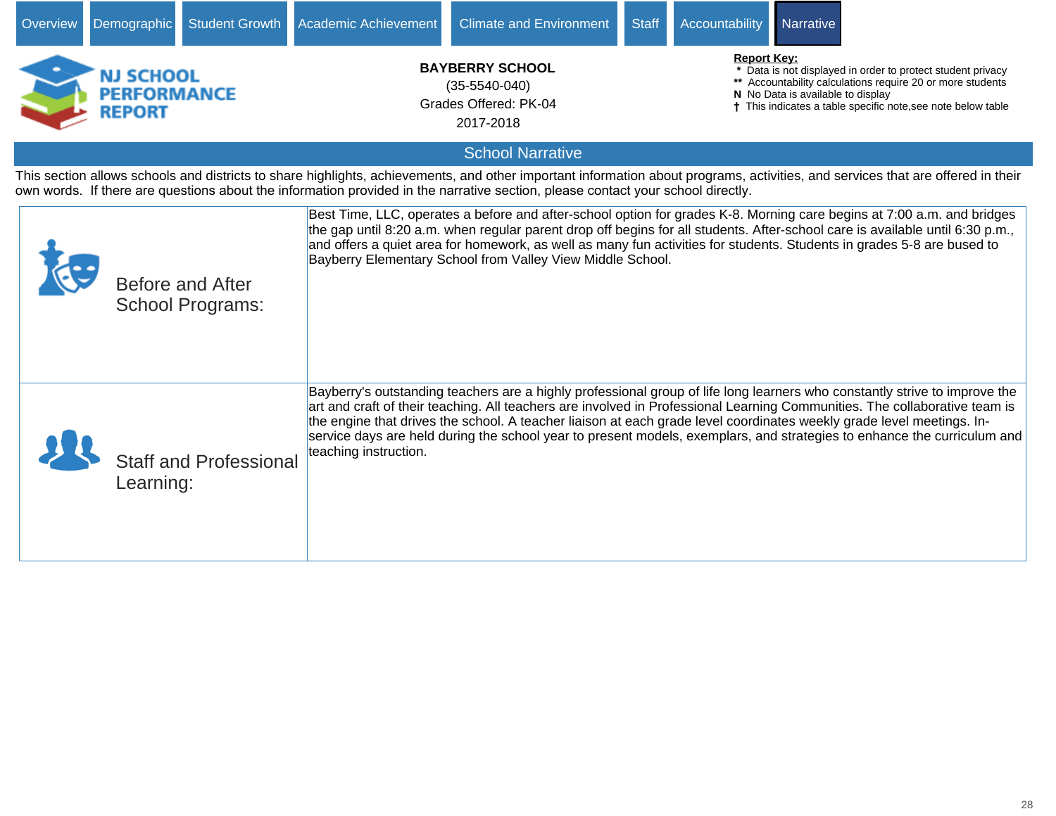Overview | Demographic | Student Growth | Academic Achievement | Climate and Environment | Staff | Accountability | Narrative

# NJ SCHOOL PERFORMANCE REPORT

**BAYBERRY SCHOOL**
(35-5540-040)
Grades Offered: PK-04
2017-2018

**Report Key:**
- * Data is not displayed in order to protect student privacy
- ** Accountability calculations require 20 or more students
- **N** No Data is available to display
- † This indicates a table specific note,see note below table

## School Narrative

This section allows schools and districts to share highlights, achievements, and other important information about programs, activities, and services that are offered in their own words. If there are questions about the information provided in the narrative section, please contact your school directly.

| | |
|---|---|
| Before and After School Programs: | Best Time, LLC, operates a before and after-school option for grades K-8. Morning care begins at 7:00 a.m. and bridges the gap until 8:20 a.m. when regular parent drop off begins for all students. After-school care is available until 6:30 p.m., and offers a quiet area for homework, as well as many fun activities for students. Students in grades 5-8 are bused to Bayberry Elementary School from Valley View Middle School. |
| Staff and Professional Learning: | Bayberry's outstanding teachers are a highly professional group of life long learners who constantly strive to improve the art and craft of their teaching. All teachers are involved in Professional Learning Communities. The collaborative team is the engine that drives the school. A teacher liaison at each grade level coordinates weekly grade level meetings. In-service days are held during the school year to present models, exemplars, and strategies to enhance the curriculum and teaching instruction. |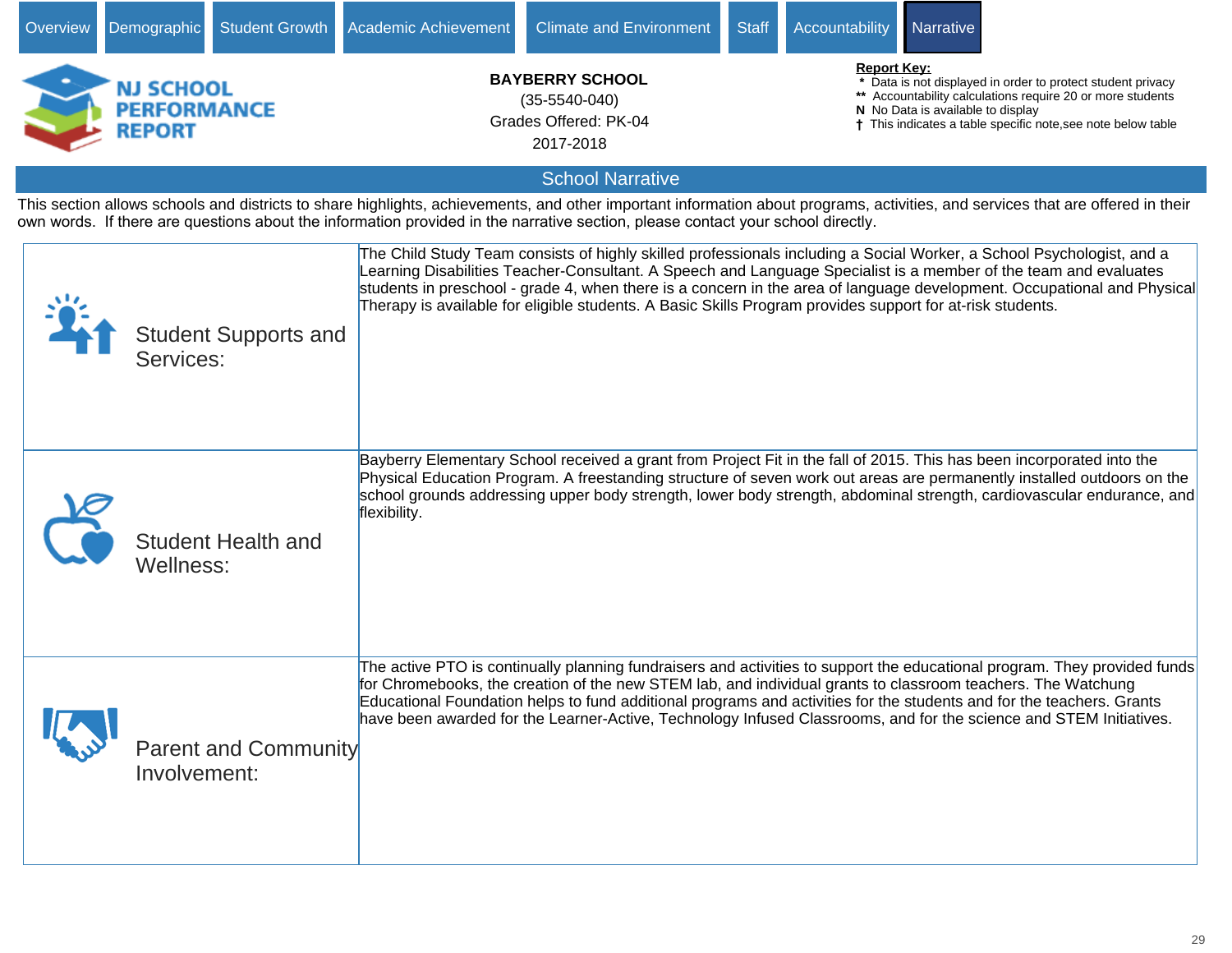Overview | Demographic | Student Growth | Academic Achievement | Climate and Environment | Staff | Accountability | Narrative

**NJ SCHOOL PERFORMANCE REPORT**

**BAYBERRY SCHOOL**
(35-5540-040)
Grades Offered: PK-04
2017-2018

**Report Key:**
- * Data is not displayed in order to protect student privacy
- ** Accountability calculations require 20 or more students
- N No Data is available to display
- † This indicates a table specific note,see note below table

## School Narrative

This section allows schools and districts to share highlights, achievements, and other important information about programs, activities, and services that are offered in their own words. If there are questions about the information provided in the narrative section, please contact your school directly.

| | |
|---|---|
| Student Supports and Services: | The Child Study Team consists of highly skilled professionals including a Social Worker, a School Psychologist, and a Learning Disabilities Teacher-Consultant. A Speech and Language Specialist is a member of the team and evaluates students in preschool - grade 4, when there is a concern in the area of language development. Occupational and Physical Therapy is available for eligible students. A Basic Skills Program provides support for at-risk students. |
| Student Health and Wellness: | Bayberry Elementary School received a grant from Project Fit in the fall of 2015. This has been incorporated into the Physical Education Program. A freestanding structure of seven work out areas are permanently installed outdoors on the school grounds addressing upper body strength, lower body strength, abdominal strength, cardiovascular endurance, and flexibility. |
| Parent and Community Involvement: | The active PTO is continually planning fundraisers and activities to support the educational program. They provided funds for Chromebooks, the creation of the new STEM lab, and individual grants to classroom teachers. The Watchung Educational Foundation helps to fund additional programs and activities for the students and for the teachers. Grants have been awarded for the Learner-Active, Technology Infused Classrooms, and for the science and STEM Initiatives. |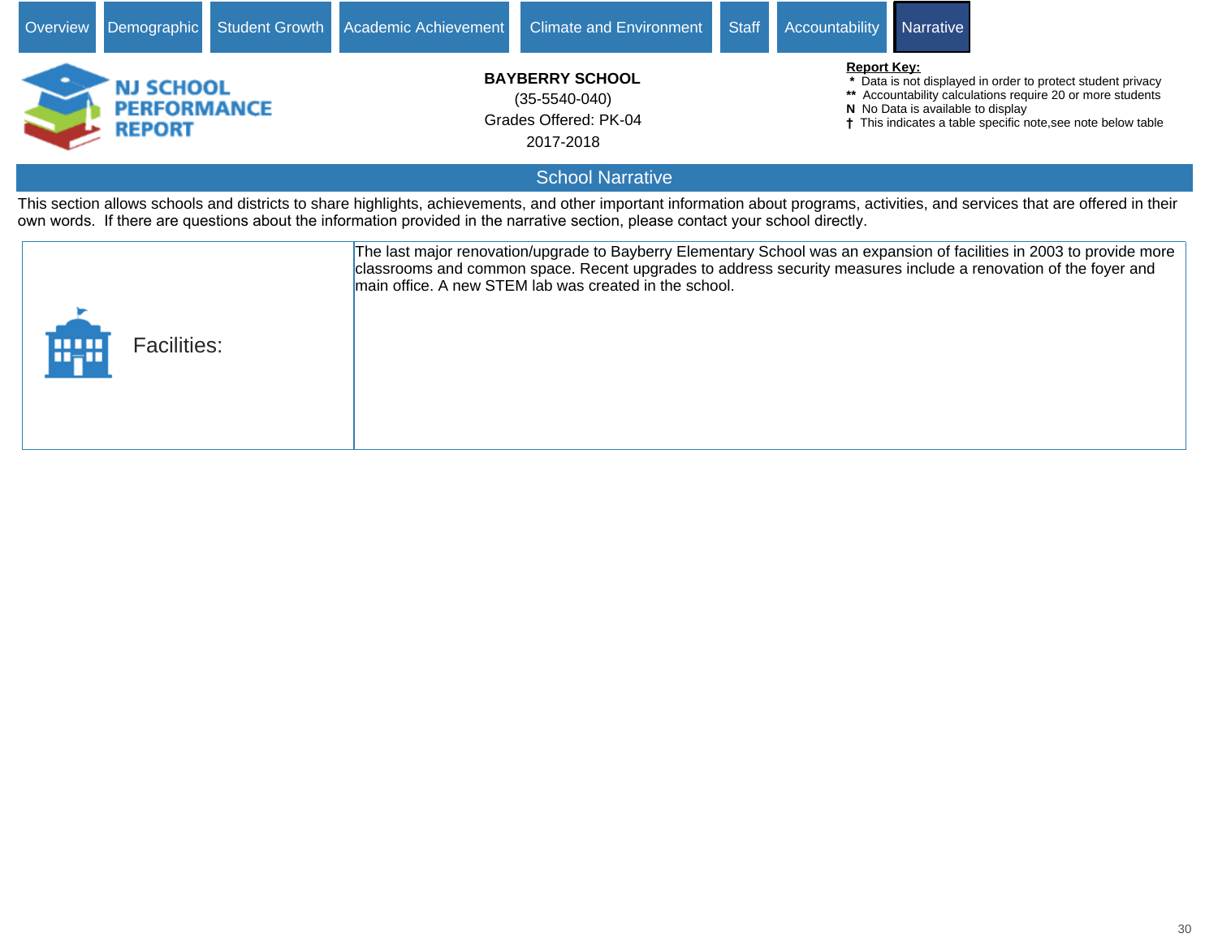Overview | Demographic | Student Growth | Academic Achievement | Climate and Environment | Staff | Accountability | Narrative

**NJ SCHOOL PERFORMANCE REPORT**

**BAYBERRY SCHOOL**
(35-5540-040)
Grades Offered: PK-04
2017-2018

**Report Key:**
- \* Data is not displayed in order to protect student privacy
- \*\* Accountability calculations require 20 or more students
- **N** No Data is available to display
- † This indicates a table specific note,see note below table

## School Narrative

This section allows schools and districts to share highlights, achievements, and other important information about programs, activities, and services that are offered in their own words. If there are questions about the information provided in the narrative section, please contact your school directly.

| Facilities: | The last major renovation/upgrade to Bayberry Elementary School was an expansion of facilities in 2003 to provide more classrooms and common space. Recent upgrades to address security measures include a renovation of the foyer and main office. A new STEM lab was created in the school. |
|---|---|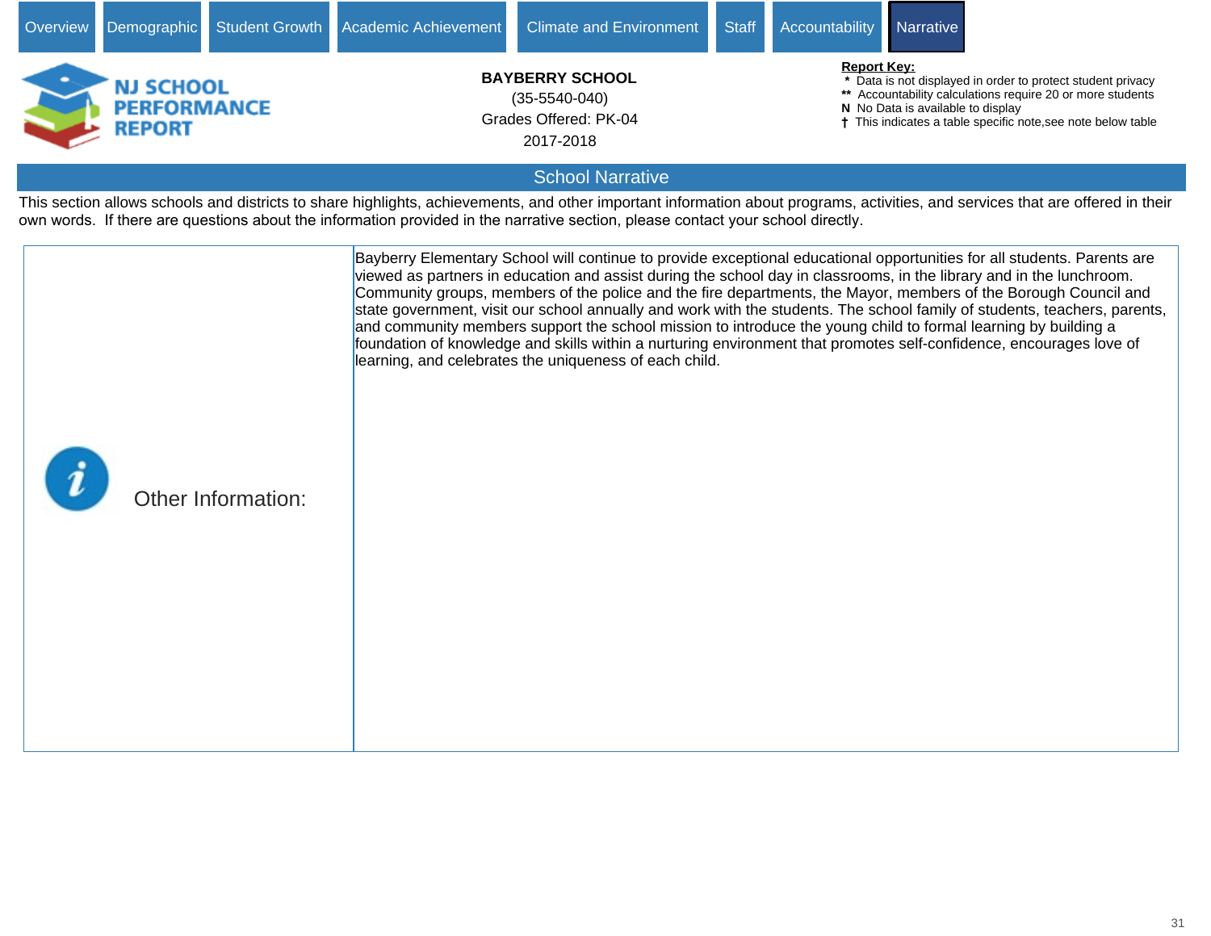Overview | Demographic | Student Growth | Academic Achievement | Climate and Environment | Staff | Accountability | Narrative

NJ SCHOOL PERFORMANCE REPORT

**BAYBERRY SCHOOL**
(35-5540-040)
Grades Offered: PK-04
2017-2018

**Report Key:**
- * Data is not displayed in order to protect student privacy
- ** Accountability calculations require 20 or more students
- **N** No Data is available to display
- † This indicates a table specific note,see note below table

## School Narrative

This section allows schools and districts to share highlights, achievements, and other important information about programs, activities, and services that are offered in their own words. If there are questions about the information provided in the narrative section, please contact your school directly.

| | |
|---|---|
| Other Information: | Bayberry Elementary School will continue to provide exceptional educational opportunities for all students. Parents are viewed as partners in education and assist during the school day in classrooms, in the library and in the lunchroom. Community groups, members of the police and the fire departments, the Mayor, members of the Borough Council and state government, visit our school annually and work with the students. The school family of students, teachers, parents, and community members support the school mission to introduce the young child to formal learning by building a foundation of knowledge and skills within a nurturing environment that promotes self-confidence, encourages love of learning, and celebrates the uniqueness of each child. |